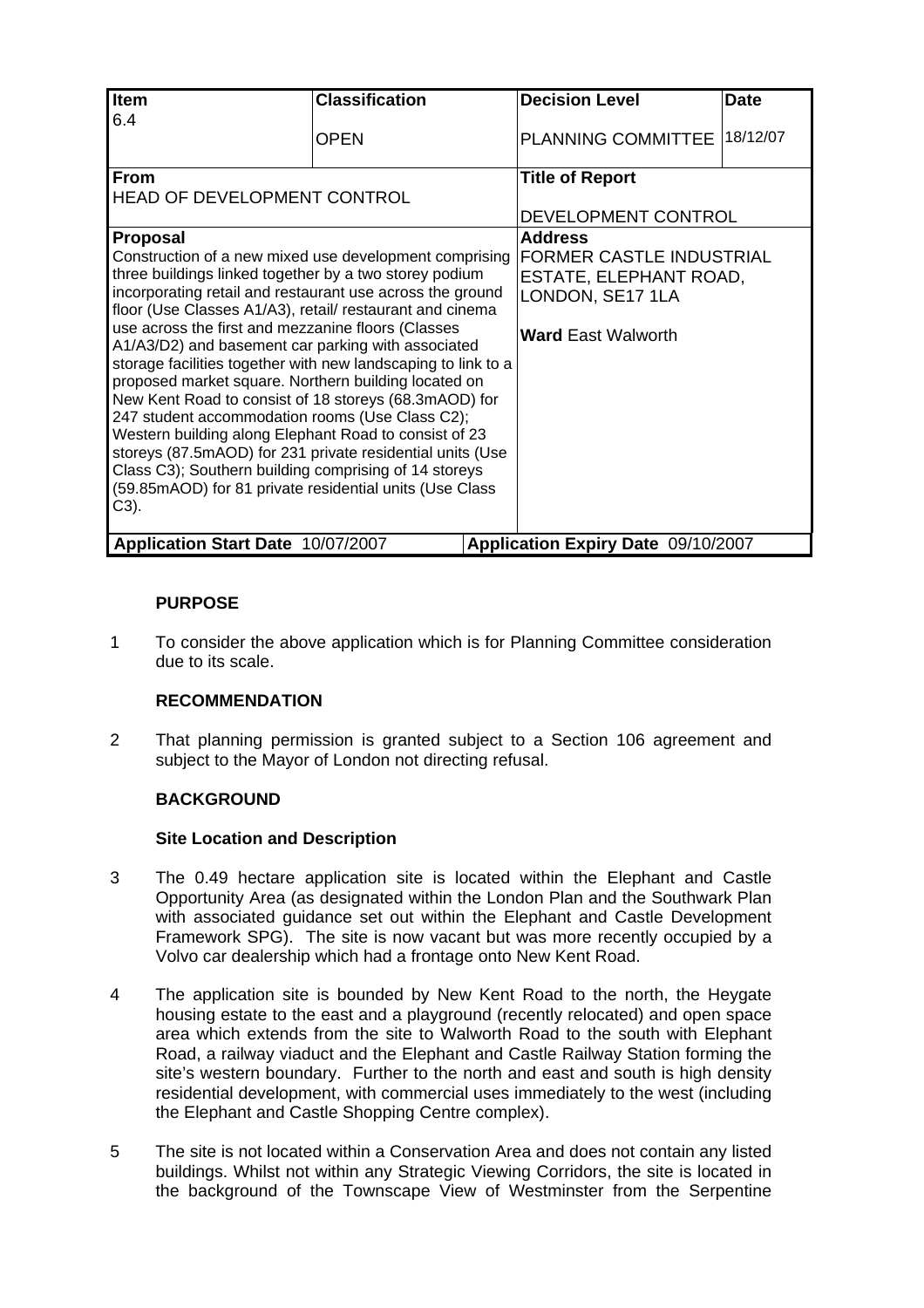| Item | Classification | Decision Level | Date |
|---|---|---|---|
| 6.4 | OPEN | PLANNING COMMITTEE | 18/12/07 |
| **From** HEAD OF DEVELOPMENT CONTROL | | **Title of Report** DEVELOPMENT CONTROL | |
| **Proposal** Construction of a new mixed use development comprising three buildings linked together by a two storey podium incorporating retail and restaurant use across the ground floor (Use Classes A1/A3), retail/ restaurant and cinema use across the first and mezzanine floors (Classes A1/A3/D2) and basement car parking with associated storage facilities together with new landscaping to link to a proposed market square. Northern building located on New Kent Road to consist of 18 storeys (68.3mAOD) for 247 student accommodation rooms (Use Class C2); Western building along Elephant Road to consist of 23 storeys (87.5mAOD) for 231 private residential units (Use Class C3); Southern building comprising of 14 storeys (59.85mAOD) for 81 private residential units (Use Class C3). | | **Address** FORMER CASTLE INDUSTRIAL ESTATE, ELEPHANT ROAD, LONDON, SE17 1LA<br><br>**Ward** East Walworth | |
| **Application Start Date** 10/07/2007 | | **Application Expiry Date** 09/10/2007 | |

**PURPOSE**

1 To consider the above application which is for Planning Committee consideration due to its scale.

**RECOMMENDATION**

2 That planning permission is granted subject to a Section 106 agreement and subject to the Mayor of London not directing refusal.

**BACKGROUND**

**Site Location and Description**

3 The 0.49 hectare application site is located within the Elephant and Castle Opportunity Area (as designated within the London Plan and the Southwark Plan with associated guidance set out within the Elephant and Castle Development Framework SPG). The site is now vacant but was more recently occupied by a Volvo car dealership which had a frontage onto New Kent Road.

4 The application site is bounded by New Kent Road to the north, the Heygate housing estate to the east and a playground (recently relocated) and open space area which extends from the site to Walworth Road to the south with Elephant Road, a railway viaduct and the Elephant and Castle Railway Station forming the site's western boundary. Further to the north and east and south is high density residential development, with commercial uses immediately to the west (including the Elephant and Castle Shopping Centre complex).

5 The site is not located within a Conservation Area and does not contain any listed buildings. Whilst not within any Strategic Viewing Corridors, the site is located in the background of the Townscape View of Westminster from the Serpentine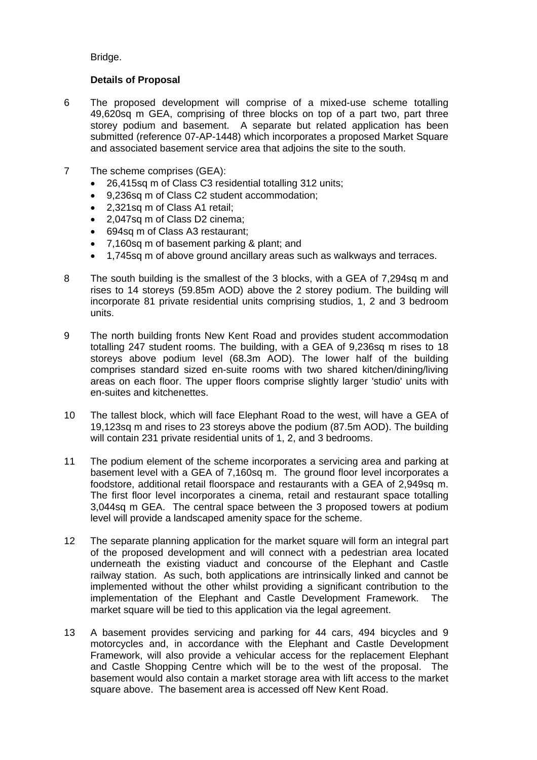Bridge.

**Details of Proposal**

6 The proposed development will comprise of a mixed-use scheme totalling 49,620sq m GEA, comprising of three blocks on top of a part two, part three storey podium and basement. A separate but related application has been submitted (reference 07-AP-1448) which incorporates a proposed Market Square and associated basement service area that adjoins the site to the south.

7 The scheme comprises (GEA):

- 26,415sq m of Class C3 residential totalling 312 units;
- 9,236sq m of Class C2 student accommodation;
- 2,321sq m of Class A1 retail;
- 2,047sq m of Class D2 cinema;
- 694sq m of Class A3 restaurant;
- 7,160sq m of basement parking & plant; and
- 1,745sq m of above ground ancillary areas such as walkways and terraces.

8 The south building is the smallest of the 3 blocks, with a GEA of 7,294sq m and rises to 14 storeys (59.85m AOD) above the 2 storey podium. The building will incorporate 81 private residential units comprising studios, 1, 2 and 3 bedroom units.

9 The north building fronts New Kent Road and provides student accommodation totalling 247 student rooms. The building, with a GEA of 9,236sq m rises to 18 storeys above podium level (68.3m AOD). The lower half of the building comprises standard sized en-suite rooms with two shared kitchen/dining/living areas on each floor. The upper floors comprise slightly larger 'studio' units with en-suites and kitchenettes.

10 The tallest block, which will face Elephant Road to the west, will have a GEA of 19,123sq m and rises to 23 storeys above the podium (87.5m AOD). The building will contain 231 private residential units of 1, 2, and 3 bedrooms.

11 The podium element of the scheme incorporates a servicing area and parking at basement level with a GEA of 7,160sq m. The ground floor level incorporates a foodstore, additional retail floorspace and restaurants with a GEA of 2,949sq m. The first floor level incorporates a cinema, retail and restaurant space totalling 3,044sq m GEA. The central space between the 3 proposed towers at podium level will provide a landscaped amenity space for the scheme.

12 The separate planning application for the market square will form an integral part of the proposed development and will connect with a pedestrian area located underneath the existing viaduct and concourse of the Elephant and Castle railway station. As such, both applications are intrinsically linked and cannot be implemented without the other whilst providing a significant contribution to the implementation of the Elephant and Castle Development Framework. The market square will be tied to this application via the legal agreement.

13 A basement provides servicing and parking for 44 cars, 494 bicycles and 9 motorcycles and, in accordance with the Elephant and Castle Development Framework, will also provide a vehicular access for the replacement Elephant and Castle Shopping Centre which will be to the west of the proposal. The basement would also contain a market storage area with lift access to the market square above. The basement area is accessed off New Kent Road.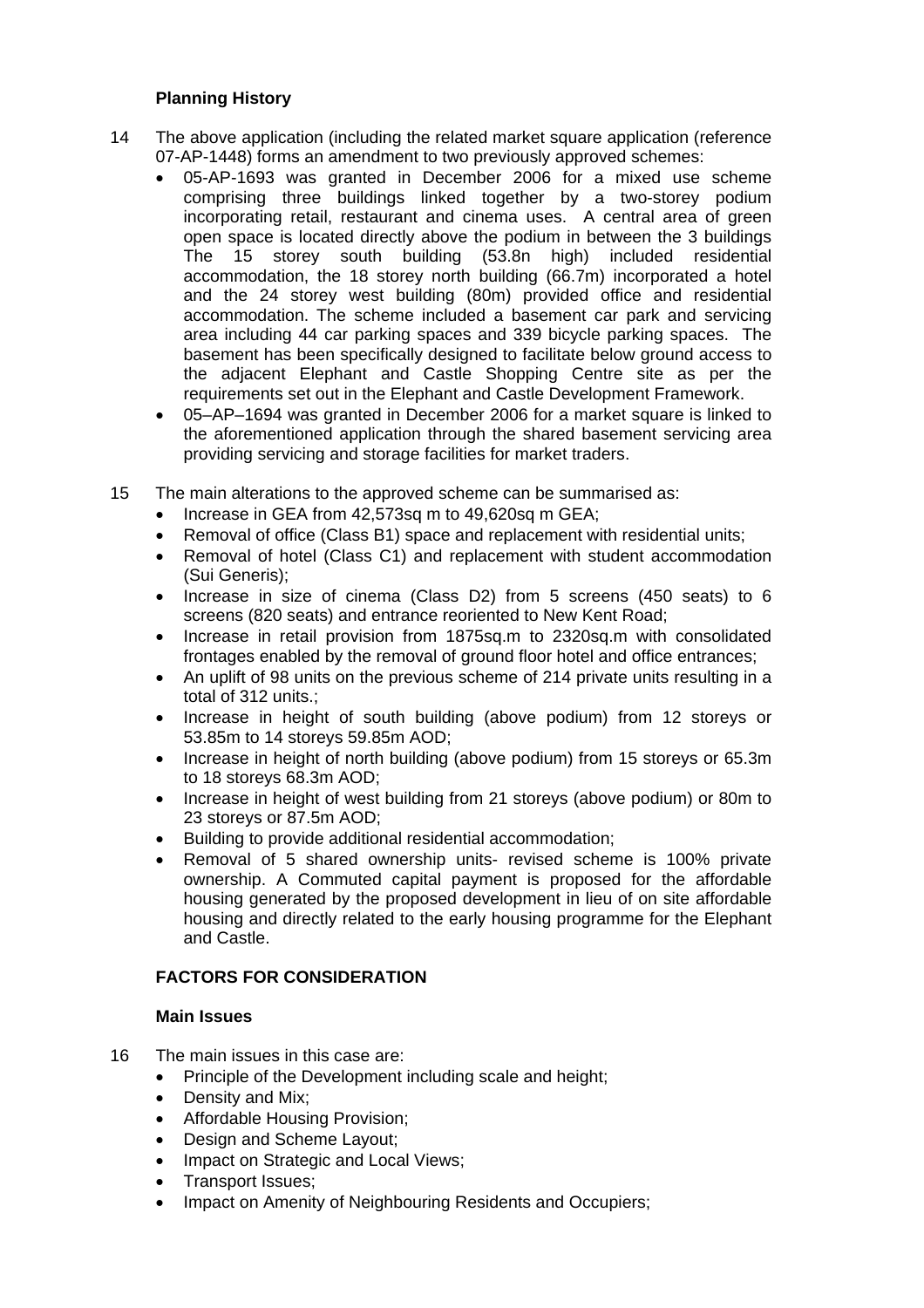### Planning History

14 The above application (including the related market square application (reference 07-AP-1448) forms an amendment to two previously approved schemes:

- 05-AP-1693 was granted in December 2006 for a mixed use scheme comprising three buildings linked together by a two-storey podium incorporating retail, restaurant and cinema uses. A central area of green open space is located directly above the podium in between the 3 buildings The 15 storey south building (53.8n high) included residential accommodation, the 18 storey north building (66.7m) incorporated a hotel and the 24 storey west building (80m) provided office and residential accommodation. The scheme included a basement car park and servicing area including 44 car parking spaces and 339 bicycle parking spaces. The basement has been specifically designed to facilitate below ground access to the adjacent Elephant and Castle Shopping Centre site as per the requirements set out in the Elephant and Castle Development Framework.
- 05–AP–1694 was granted in December 2006 for a market square is linked to the aforementioned application through the shared basement servicing area providing servicing and storage facilities for market traders.

15 The main alterations to the approved scheme can be summarised as:

- Increase in GEA from 42,573sq m to 49,620sq m GEA;
- Removal of office (Class B1) space and replacement with residential units;
- Removal of hotel (Class C1) and replacement with student accommodation (Sui Generis);
- Increase in size of cinema (Class D2) from 5 screens (450 seats) to 6 screens (820 seats) and entrance reoriented to New Kent Road;
- Increase in retail provision from 1875sq.m to 2320sq.m with consolidated frontages enabled by the removal of ground floor hotel and office entrances;
- An uplift of 98 units on the previous scheme of 214 private units resulting in a total of 312 units.;
- Increase in height of south building (above podium) from 12 storeys or 53.85m to 14 storeys 59.85m AOD;
- Increase in height of north building (above podium) from 15 storeys or 65.3m to 18 storeys 68.3m AOD;
- Increase in height of west building from 21 storeys (above podium) or 80m to 23 storeys or 87.5m AOD;
- Building to provide additional residential accommodation;
- Removal of 5 shared ownership units- revised scheme is 100% private ownership. A Commuted capital payment is proposed for the affordable housing generated by the proposed development in lieu of on site affordable housing and directly related to the early housing programme for the Elephant and Castle.

## FACTORS FOR CONSIDERATION

### Main Issues

16 The main issues in this case are:

- Principle of the Development including scale and height;
- Density and Mix;
- Affordable Housing Provision;
- Design and Scheme Layout;
- Impact on Strategic and Local Views;
- Transport Issues;
- Impact on Amenity of Neighbouring Residents and Occupiers;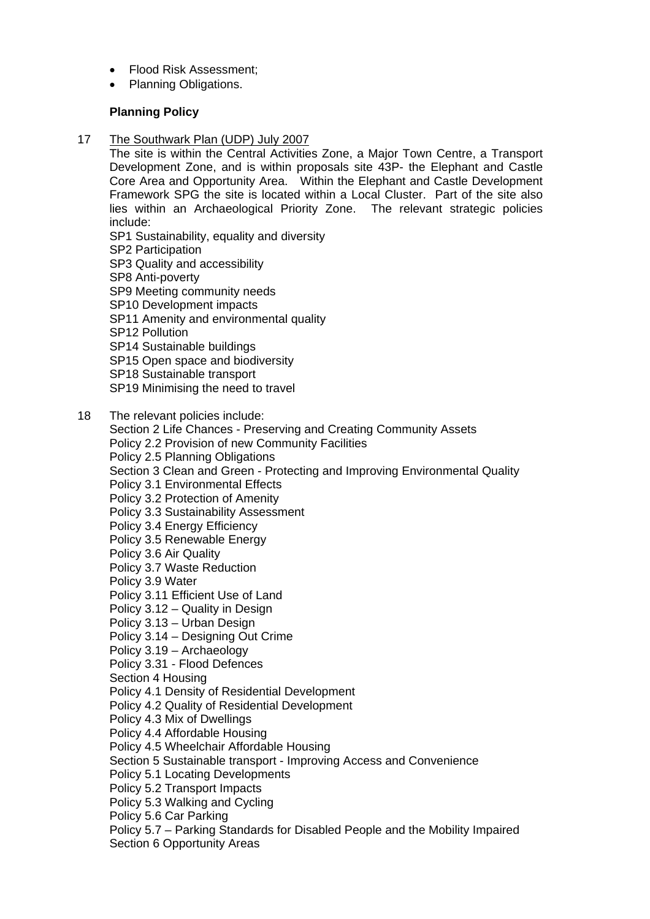- Flood Risk Assessment;
- Planning Obligations.

**Planning Policy**

17 The Southwark Plan (UDP) July 2007

The site is within the Central Activities Zone, a Major Town Centre, a Transport Development Zone, and is within proposals site 43P- the Elephant and Castle Core Area and Opportunity Area. Within the Elephant and Castle Development Framework SPG the site is located within a Local Cluster. Part of the site also lies within an Archaeological Priority Zone. The relevant strategic policies include:

SP1 Sustainability, equality and diversity
SP2 Participation
SP3 Quality and accessibility
SP8 Anti-poverty
SP9 Meeting community needs
SP10 Development impacts
SP11 Amenity and environmental quality
SP12 Pollution
SP14 Sustainable buildings
SP15 Open space and biodiversity
SP18 Sustainable transport
SP19 Minimising the need to travel

18 The relevant policies include:

Section 2 Life Chances - Preserving and Creating Community Assets
Policy 2.2 Provision of new Community Facilities
Policy 2.5 Planning Obligations
Section 3 Clean and Green - Protecting and Improving Environmental Quality
Policy 3.1 Environmental Effects
Policy 3.2 Protection of Amenity
Policy 3.3 Sustainability Assessment
Policy 3.4 Energy Efficiency
Policy 3.5 Renewable Energy
Policy 3.6 Air Quality
Policy 3.7 Waste Reduction
Policy 3.9 Water
Policy 3.11 Efficient Use of Land
Policy 3.12 – Quality in Design
Policy 3.13 – Urban Design
Policy 3.14 – Designing Out Crime
Policy 3.19 – Archaeology
Policy 3.31 - Flood Defences
Section 4 Housing
Policy 4.1 Density of Residential Development
Policy 4.2 Quality of Residential Development
Policy 4.3 Mix of Dwellings
Policy 4.4 Affordable Housing
Policy 4.5 Wheelchair Affordable Housing
Section 5 Sustainable transport - Improving Access and Convenience
Policy 5.1 Locating Developments
Policy 5.2 Transport Impacts
Policy 5.3 Walking and Cycling
Policy 5.6 Car Parking
Policy 5.7 – Parking Standards for Disabled People and the Mobility Impaired
Section 6 Opportunity Areas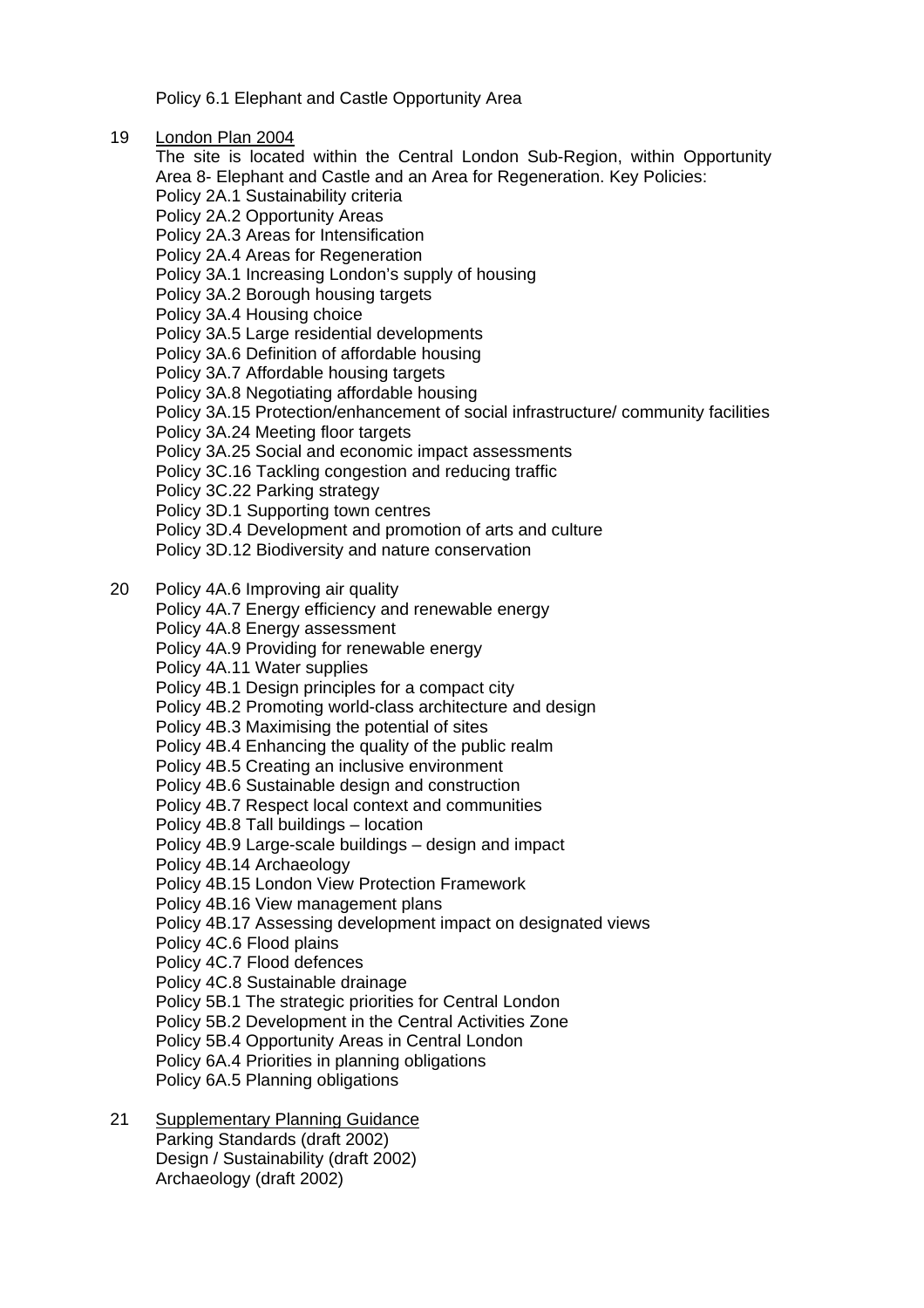Policy 6.1 Elephant and Castle Opportunity Area

19 London Plan 2004

The site is located within the Central London Sub-Region, within Opportunity Area 8- Elephant and Castle and an Area for Regeneration. Key Policies:

Policy 2A.1 Sustainability criteria
Policy 2A.2 Opportunity Areas
Policy 2A.3 Areas for Intensification
Policy 2A.4 Areas for Regeneration
Policy 3A.1 Increasing London's supply of housing
Policy 3A.2 Borough housing targets
Policy 3A.4 Housing choice
Policy 3A.5 Large residential developments
Policy 3A.6 Definition of affordable housing
Policy 3A.7 Affordable housing targets
Policy 3A.8 Negotiating affordable housing
Policy 3A.15 Protection/enhancement of social infrastructure/ community facilities
Policy 3A.24 Meeting floor targets
Policy 3A.25 Social and economic impact assessments
Policy 3C.16 Tackling congestion and reducing traffic
Policy 3C.22 Parking strategy
Policy 3D.1 Supporting town centres
Policy 3D.4 Development and promotion of arts and culture
Policy 3D.12 Biodiversity and nature conservation

20 Policy 4A.6 Improving air quality
Policy 4A.7 Energy efficiency and renewable energy
Policy 4A.8 Energy assessment
Policy 4A.9 Providing for renewable energy
Policy 4A.11 Water supplies
Policy 4B.1 Design principles for a compact city
Policy 4B.2 Promoting world-class architecture and design
Policy 4B.3 Maximising the potential of sites
Policy 4B.4 Enhancing the quality of the public realm
Policy 4B.5 Creating an inclusive environment
Policy 4B.6 Sustainable design and construction
Policy 4B.7 Respect local context and communities
Policy 4B.8 Tall buildings – location
Policy 4B.9 Large-scale buildings – design and impact
Policy 4B.14 Archaeology
Policy 4B.15 London View Protection Framework
Policy 4B.16 View management plans
Policy 4B.17 Assessing development impact on designated views
Policy 4C.6 Flood plains
Policy 4C.7 Flood defences
Policy 4C.8 Sustainable drainage
Policy 5B.1 The strategic priorities for Central London
Policy 5B.2 Development in the Central Activities Zone
Policy 5B.4 Opportunity Areas in Central London
Policy 6A.4 Priorities in planning obligations
Policy 6A.5 Planning obligations

21 Supplementary Planning Guidance

Parking Standards (draft 2002)
Design / Sustainability (draft 2002)
Archaeology (draft 2002)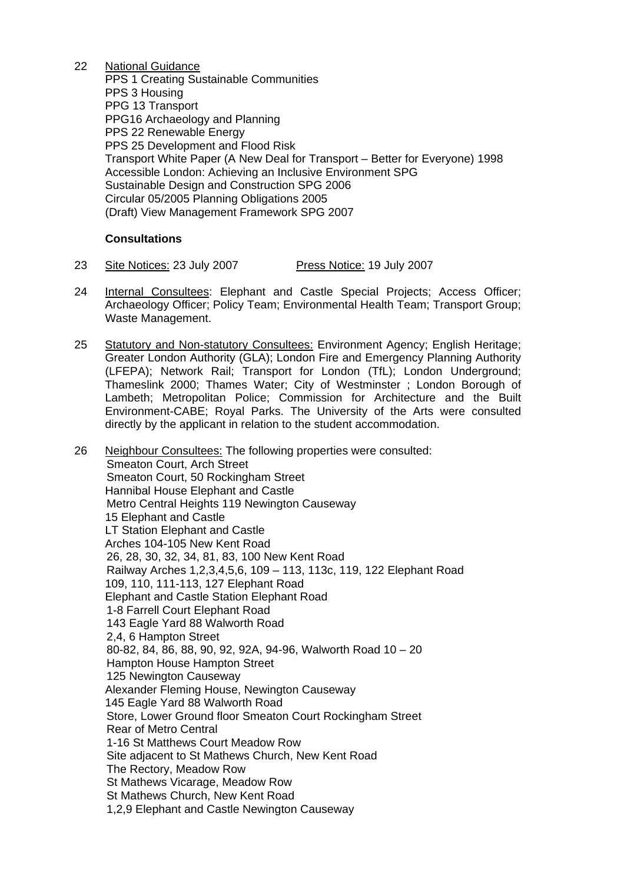22 <u>National Guidance</u>

PPS 1 Creating Sustainable Communities
PPS 3 Housing
PPG 13 Transport
PPG16 Archaeology and Planning
PPS 22 Renewable Energy
PPS 25 Development and Flood Risk
Transport White Paper (A New Deal for Transport – Better for Everyone) 1998
Accessible London: Achieving an Inclusive Environment SPG
Sustainable Design and Construction SPG 2006
Circular 05/2005 Planning Obligations 2005
(Draft) View Management Framework SPG 2007

**Consultations**

23 <u>Site Notices:</u> 23 July 2007 <u>Press Notice:</u> 19 July 2007

24 <u>Internal Consultees</u>: Elephant and Castle Special Projects; Access Officer; Archaeology Officer; Policy Team; Environmental Health Team; Transport Group; Waste Management.

25 <u>Statutory and Non-statutory Consultees:</u> Environment Agency; English Heritage; Greater London Authority (GLA); London Fire and Emergency Planning Authority (LFEPA); Network Rail; Transport for London (TfL); London Underground; Thameslink 2000; Thames Water; City of Westminster ; London Borough of Lambeth; Metropolitan Police; Commission for Architecture and the Built Environment-CABE; Royal Parks. The University of the Arts were consulted directly by the applicant in relation to the student accommodation.

26 <u>Neighbour Consultees:</u> The following properties were consulted:

Smeaton Court, Arch Street
Smeaton Court, 50 Rockingham Street
Hannibal House Elephant and Castle
Metro Central Heights 119 Newington Causeway
15 Elephant and Castle
LT Station Elephant and Castle
Arches 104-105 New Kent Road
26, 28, 30, 32, 34, 81, 83, 100 New Kent Road
Railway Arches 1,2,3,4,5,6, 109 – 113, 113c, 119, 122 Elephant Road
109, 110, 111-113, 127 Elephant Road
Elephant and Castle Station Elephant Road
1-8 Farrell Court Elephant Road
143 Eagle Yard 88 Walworth Road
2,4, 6 Hampton Street
80-82, 84, 86, 88, 90, 92, 92A, 94-96, Walworth Road 10 – 20
Hampton House Hampton Street
125 Newington Causeway
Alexander Fleming House, Newington Causeway
145 Eagle Yard 88 Walworth Road
Store, Lower Ground floor Smeaton Court Rockingham Street
Rear of Metro Central
1-16 St Matthews Court Meadow Row
Site adjacent to St Mathews Church, New Kent Road
The Rectory, Meadow Row
St Mathews Vicarage, Meadow Row
St Mathews Church, New Kent Road
1,2,9 Elephant and Castle Newington Causeway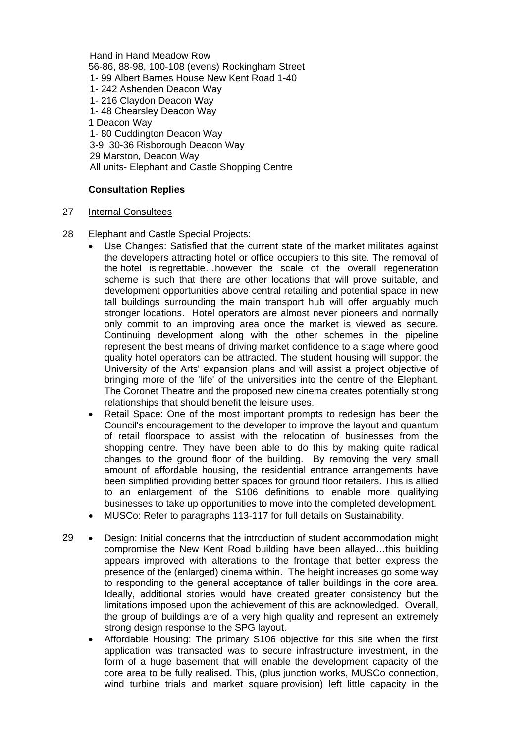Hand in Hand Meadow Row
56-86, 88-98, 100-108 (evens) Rockingham Street
1- 99 Albert Barnes House New Kent Road 1-40
1- 242 Ashenden Deacon Way
1- 216 Claydon Deacon Way
1- 48 Chearsley Deacon Way
1 Deacon Way
1- 80 Cuddington Deacon Way
3-9, 30-36 Risborough Deacon Way
29 Marston, Deacon Way
All units- Elephant and Castle Shopping Centre

**Consultation Replies**

27 Internal Consultees

28 Elephant and Castle Special Projects:

- Use Changes: Satisfied that the current state of the market militates against the developers attracting hotel or office occupiers to this site. The removal of the hotel is regrettable…however the scale of the overall regeneration scheme is such that there are other locations that will prove suitable, and development opportunities above central retailing and potential space in new tall buildings surrounding the main transport hub will offer arguably much stronger locations. Hotel operators are almost never pioneers and normally only commit to an improving area once the market is viewed as secure. Continuing development along with the other schemes in the pipeline represent the best means of driving market confidence to a stage where good quality hotel operators can be attracted. The student housing will support the University of the Arts' expansion plans and will assist a project objective of bringing more of the 'life' of the universities into the centre of the Elephant. The Coronet Theatre and the proposed new cinema creates potentially strong relationships that should benefit the leisure uses.
- Retail Space: One of the most important prompts to redesign has been the Council's encouragement to the developer to improve the layout and quantum of retail floorspace to assist with the relocation of businesses from the shopping centre. They have been able to do this by making quite radical changes to the ground floor of the building. By removing the very small amount of affordable housing, the residential entrance arrangements have been simplified providing better spaces for ground floor retailers. This is allied to an enlargement of the S106 definitions to enable more qualifying businesses to take up opportunities to move into the completed development.
- MUSCo: Refer to paragraphs 113-117 for full details on Sustainability.

29

- Design: Initial concerns that the introduction of student accommodation might compromise the New Kent Road building have been allayed…this building appears improved with alterations to the frontage that better express the presence of the (enlarged) cinema within. The height increases go some way to responding to the general acceptance of taller buildings in the core area. Ideally, additional stories would have created greater consistency but the limitations imposed upon the achievement of this are acknowledged. Overall, the group of buildings are of a very high quality and represent an extremely strong design response to the SPG layout.
- Affordable Housing: The primary S106 objective for this site when the first application was transacted was to secure infrastructure investment, in the form of a huge basement that will enable the development capacity of the core area to be fully realised. This, (plus junction works, MUSCo connection, wind turbine trials and market square provision) left little capacity in the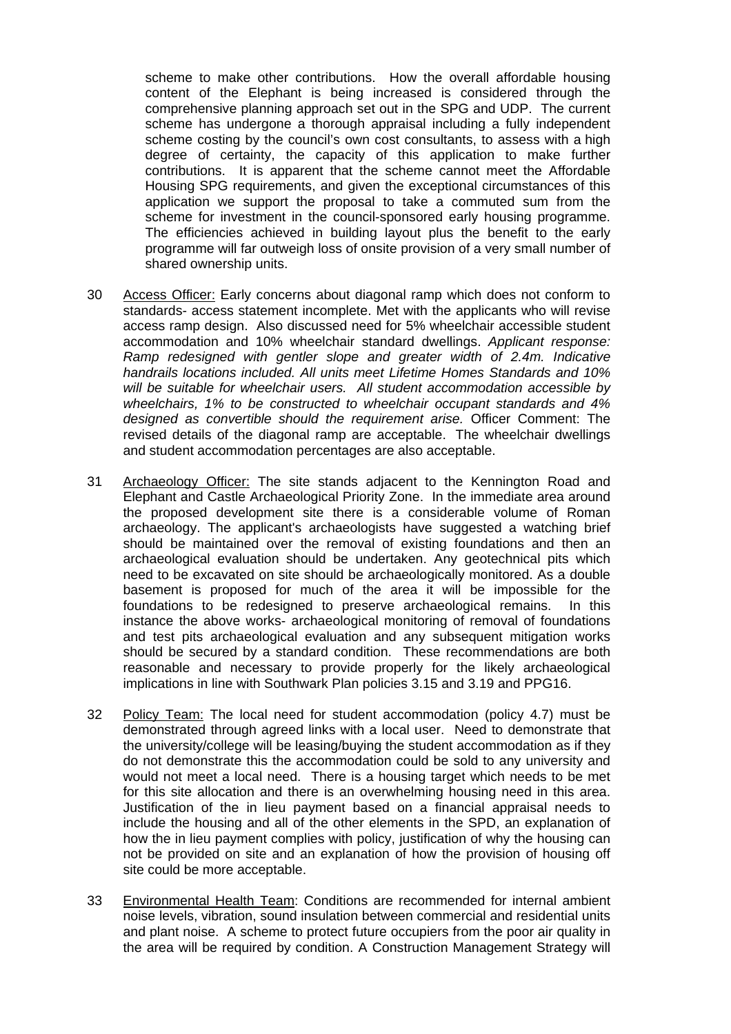scheme to make other contributions. How the overall affordable housing content of the Elephant is being increased is considered through the comprehensive planning approach set out in the SPG and UDP. The current scheme has undergone a thorough appraisal including a fully independent scheme costing by the council's own cost consultants, to assess with a high degree of certainty, the capacity of this application to make further contributions. It is apparent that the scheme cannot meet the Affordable Housing SPG requirements, and given the exceptional circumstances of this application we support the proposal to take a commuted sum from the scheme for investment in the council-sponsored early housing programme. The efficiencies achieved in building layout plus the benefit to the early programme will far outweigh loss of onsite provision of a very small number of shared ownership units.

30 Access Officer: Early concerns about diagonal ramp which does not conform to standards- access statement incomplete. Met with the applicants who will revise access ramp design. Also discussed need for 5% wheelchair accessible student accommodation and 10% wheelchair standard dwellings. *Applicant response: Ramp redesigned with gentler slope and greater width of 2.4m. Indicative handrails locations included. All units meet Lifetime Homes Standards and 10% will be suitable for wheelchair users. All student accommodation accessible by wheelchairs, 1% to be constructed to wheelchair occupant standards and 4% designed as convertible should the requirement arise.* Officer Comment: The revised details of the diagonal ramp are acceptable. The wheelchair dwellings and student accommodation percentages are also acceptable.

31 Archaeology Officer: The site stands adjacent to the Kennington Road and Elephant and Castle Archaeological Priority Zone. In the immediate area around the proposed development site there is a considerable volume of Roman archaeology. The applicant's archaeologists have suggested a watching brief should be maintained over the removal of existing foundations and then an archaeological evaluation should be undertaken. Any geotechnical pits which need to be excavated on site should be archaeologically monitored. As a double basement is proposed for much of the area it will be impossible for the foundations to be redesigned to preserve archaeological remains. In this instance the above works- archaeological monitoring of removal of foundations and test pits archaeological evaluation and any subsequent mitigation works should be secured by a standard condition. These recommendations are both reasonable and necessary to provide properly for the likely archaeological implications in line with Southwark Plan policies 3.15 and 3.19 and PPG16.

32 Policy Team: The local need for student accommodation (policy 4.7) must be demonstrated through agreed links with a local user. Need to demonstrate that the university/college will be leasing/buying the student accommodation as if they do not demonstrate this the accommodation could be sold to any university and would not meet a local need. There is a housing target which needs to be met for this site allocation and there is an overwhelming housing need in this area. Justification of the in lieu payment based on a financial appraisal needs to include the housing and all of the other elements in the SPD, an explanation of how the in lieu payment complies with policy, justification of why the housing can not be provided on site and an explanation of how the provision of housing off site could be more acceptable.

33 Environmental Health Team: Conditions are recommended for internal ambient noise levels, vibration, sound insulation between commercial and residential units and plant noise. A scheme to protect future occupiers from the poor air quality in the area will be required by condition. A Construction Management Strategy will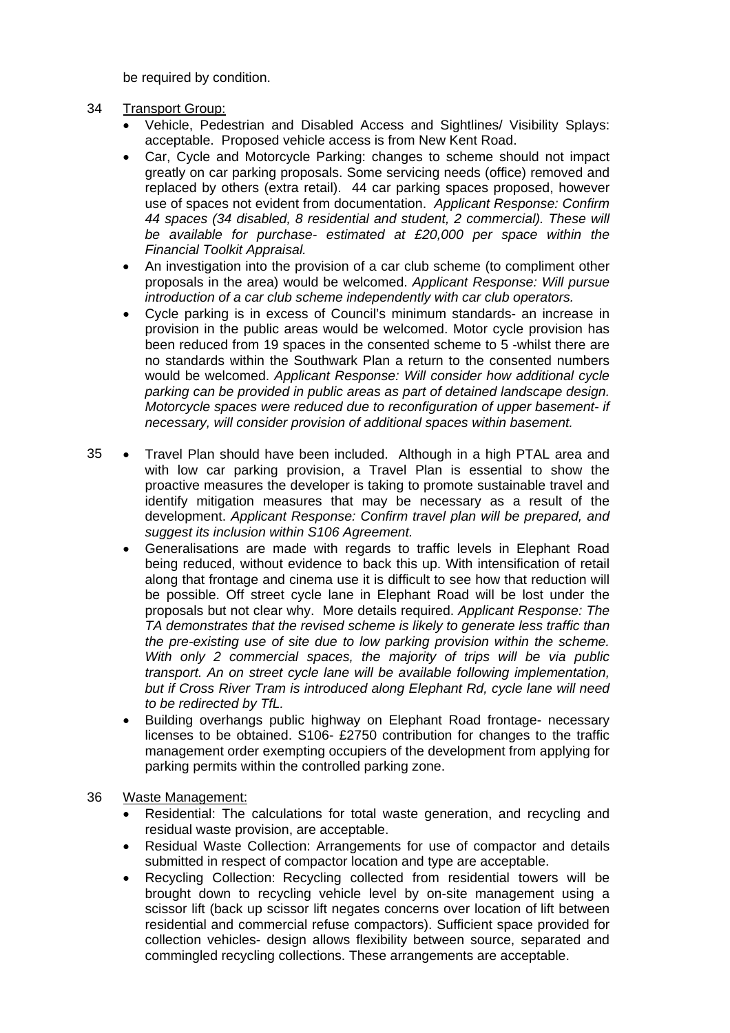be required by condition.

34 <u>Transport Group:</u>

- Vehicle, Pedestrian and Disabled Access and Sightlines/ Visibility Splays: acceptable. Proposed vehicle access is from New Kent Road.
- Car, Cycle and Motorcycle Parking: changes to scheme should not impact greatly on car parking proposals. Some servicing needs (office) removed and replaced by others (extra retail). 44 car parking spaces proposed, however use of spaces not evident from documentation. *Applicant Response: Confirm 44 spaces (34 disabled, 8 residential and student, 2 commercial). These will be available for purchase- estimated at £20,000 per space within the Financial Toolkit Appraisal.*
- An investigation into the provision of a car club scheme (to compliment other proposals in the area) would be welcomed. *Applicant Response: Will pursue introduction of a car club scheme independently with car club operators.*
- Cycle parking is in excess of Council's minimum standards- an increase in provision in the public areas would be welcomed. Motor cycle provision has been reduced from 19 spaces in the consented scheme to 5 -whilst there are no standards within the Southwark Plan a return to the consented numbers would be welcomed. *Applicant Response: Will consider how additional cycle parking can be provided in public areas as part of detained landscape design. Motorcycle spaces were reduced due to reconfiguration of upper basement- if necessary, will consider provision of additional spaces within basement.*

35

- Travel Plan should have been included. Although in a high PTAL area and with low car parking provision, a Travel Plan is essential to show the proactive measures the developer is taking to promote sustainable travel and identify mitigation measures that may be necessary as a result of the development. *Applicant Response: Confirm travel plan will be prepared, and suggest its inclusion within S106 Agreement.*
- Generalisations are made with regards to traffic levels in Elephant Road being reduced, without evidence to back this up. With intensification of retail along that frontage and cinema use it is difficult to see how that reduction will be possible. Off street cycle lane in Elephant Road will be lost under the proposals but not clear why. More details required. *Applicant Response: The TA demonstrates that the revised scheme is likely to generate less traffic than the pre-existing use of site due to low parking provision within the scheme. With only 2 commercial spaces, the majority of trips will be via public transport. An on street cycle lane will be available following implementation, but if Cross River Tram is introduced along Elephant Rd, cycle lane will need to be redirected by TfL.*
- Building overhangs public highway on Elephant Road frontage- necessary licenses to be obtained. S106- £2750 contribution for changes to the traffic management order exempting occupiers of the development from applying for parking permits within the controlled parking zone.

36 <u>Waste Management:</u>

- Residential: The calculations for total waste generation, and recycling and residual waste provision, are acceptable.
- Residual Waste Collection: Arrangements for use of compactor and details submitted in respect of compactor location and type are acceptable.
- Recycling Collection: Recycling collected from residential towers will be brought down to recycling vehicle level by on-site management using a scissor lift (back up scissor lift negates concerns over location of lift between residential and commercial refuse compactors). Sufficient space provided for collection vehicles- design allows flexibility between source, separated and commingled recycling collections. These arrangements are acceptable.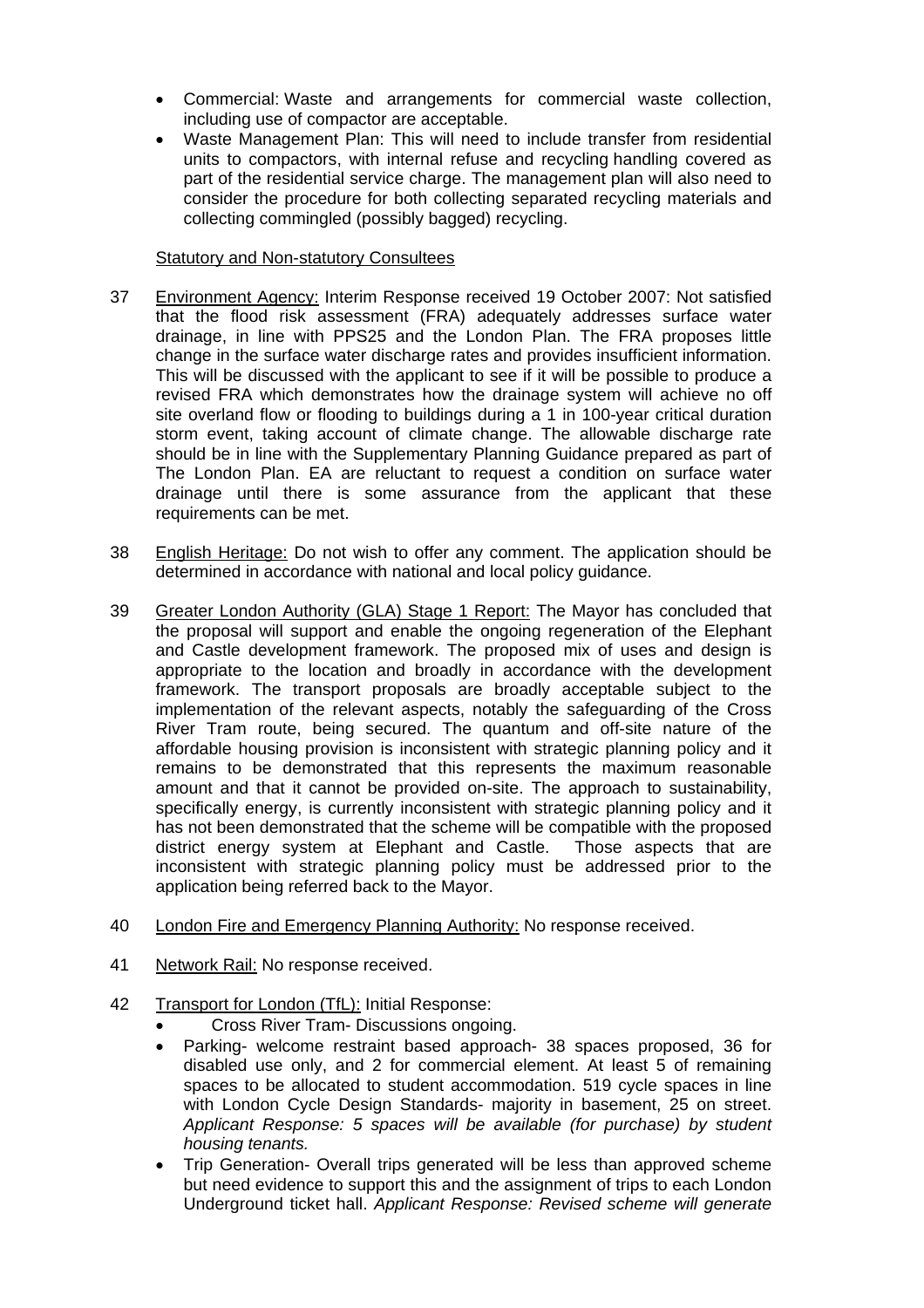- Commercial: Waste and arrangements for commercial waste collection, including use of compactor are acceptable.
- Waste Management Plan: This will need to include transfer from residential units to compactors, with internal refuse and recycling handling covered as part of the residential service charge. The management plan will also need to consider the procedure for both collecting separated recycling materials and collecting commingled (possibly bagged) recycling.

Statutory and Non-statutory Consultees

37 Environment Agency: Interim Response received 19 October 2007: Not satisfied that the flood risk assessment (FRA) adequately addresses surface water drainage, in line with PPS25 and the London Plan. The FRA proposes little change in the surface water discharge rates and provides insufficient information. This will be discussed with the applicant to see if it will be possible to produce a revised FRA which demonstrates how the drainage system will achieve no off site overland flow or flooding to buildings during a 1 in 100-year critical duration storm event, taking account of climate change. The allowable discharge rate should be in line with the Supplementary Planning Guidance prepared as part of The London Plan. EA are reluctant to request a condition on surface water drainage until there is some assurance from the applicant that these requirements can be met.

38 English Heritage: Do not wish to offer any comment. The application should be determined in accordance with national and local policy guidance.

39 Greater London Authority (GLA) Stage 1 Report: The Mayor has concluded that the proposal will support and enable the ongoing regeneration of the Elephant and Castle development framework. The proposed mix of uses and design is appropriate to the location and broadly in accordance with the development framework. The transport proposals are broadly acceptable subject to the implementation of the relevant aspects, notably the safeguarding of the Cross River Tram route, being secured. The quantum and off-site nature of the affordable housing provision is inconsistent with strategic planning policy and it remains to be demonstrated that this represents the maximum reasonable amount and that it cannot be provided on-site. The approach to sustainability, specifically energy, is currently inconsistent with strategic planning policy and it has not been demonstrated that the scheme will be compatible with the proposed district energy system at Elephant and Castle. Those aspects that are inconsistent with strategic planning policy must be addressed prior to the application being referred back to the Mayor.

40 London Fire and Emergency Planning Authority: No response received.

41 Network Rail: No response received.

42 Transport for London (TfL): Initial Response:
- Cross River Tram- Discussions ongoing.
- Parking- welcome restraint based approach- 38 spaces proposed, 36 for disabled use only, and 2 for commercial element. At least 5 of remaining spaces to be allocated to student accommodation. 519 cycle spaces in line with London Cycle Design Standards- majority in basement, 25 on street. *Applicant Response: 5 spaces will be available (for purchase) by student housing tenants.*
- Trip Generation- Overall trips generated will be less than approved scheme but need evidence to support this and the assignment of trips to each London Underground ticket hall. *Applicant Response: Revised scheme will generate*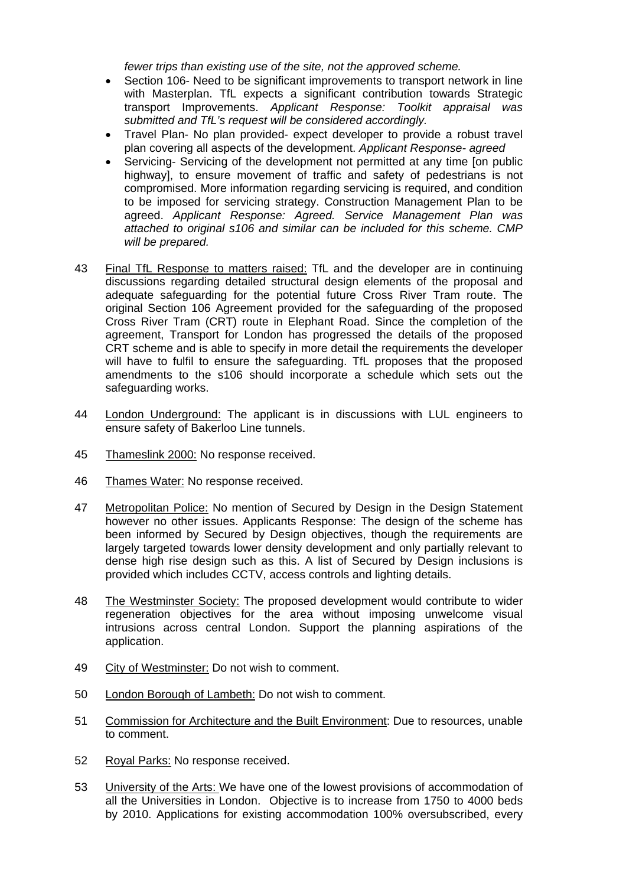*fewer trips than existing use of the site, not the approved scheme.*

- Section 106- Need to be significant improvements to transport network in line with Masterplan. TfL expects a significant contribution towards Strategic transport Improvements. *Applicant Response: Toolkit appraisal was submitted and TfL's request will be considered accordingly.*
- Travel Plan- No plan provided- expect developer to provide a robust travel plan covering all aspects of the development. *Applicant Response- agreed*
- Servicing- Servicing of the development not permitted at any time [on public highway], to ensure movement of traffic and safety of pedestrians is not compromised. More information regarding servicing is required, and condition to be imposed for servicing strategy. Construction Management Plan to be agreed. *Applicant Response: Agreed. Service Management Plan was attached to original s106 and similar can be included for this scheme. CMP will be prepared.*

43 Final TfL Response to matters raised: TfL and the developer are in continuing discussions regarding detailed structural design elements of the proposal and adequate safeguarding for the potential future Cross River Tram route. The original Section 106 Agreement provided for the safeguarding of the proposed Cross River Tram (CRT) route in Elephant Road. Since the completion of the agreement, Transport for London has progressed the details of the proposed CRT scheme and is able to specify in more detail the requirements the developer will have to fulfil to ensure the safeguarding. TfL proposes that the proposed amendments to the s106 should incorporate a schedule which sets out the safeguarding works.

44 London Underground: The applicant is in discussions with LUL engineers to ensure safety of Bakerloo Line tunnels.

45 Thameslink 2000: No response received.

46 Thames Water: No response received.

47 Metropolitan Police: No mention of Secured by Design in the Design Statement however no other issues. Applicants Response: The design of the scheme has been informed by Secured by Design objectives, though the requirements are largely targeted towards lower density development and only partially relevant to dense high rise design such as this. A list of Secured by Design inclusions is provided which includes CCTV, access controls and lighting details.

48 The Westminster Society: The proposed development would contribute to wider regeneration objectives for the area without imposing unwelcome visual intrusions across central London. Support the planning aspirations of the application.

49 City of Westminster: Do not wish to comment.

50 London Borough of Lambeth: Do not wish to comment.

51 Commission for Architecture and the Built Environment: Due to resources, unable to comment.

52 Royal Parks: No response received.

53 University of the Arts: We have one of the lowest provisions of accommodation of all the Universities in London. Objective is to increase from 1750 to 4000 beds by 2010. Applications for existing accommodation 100% oversubscribed, every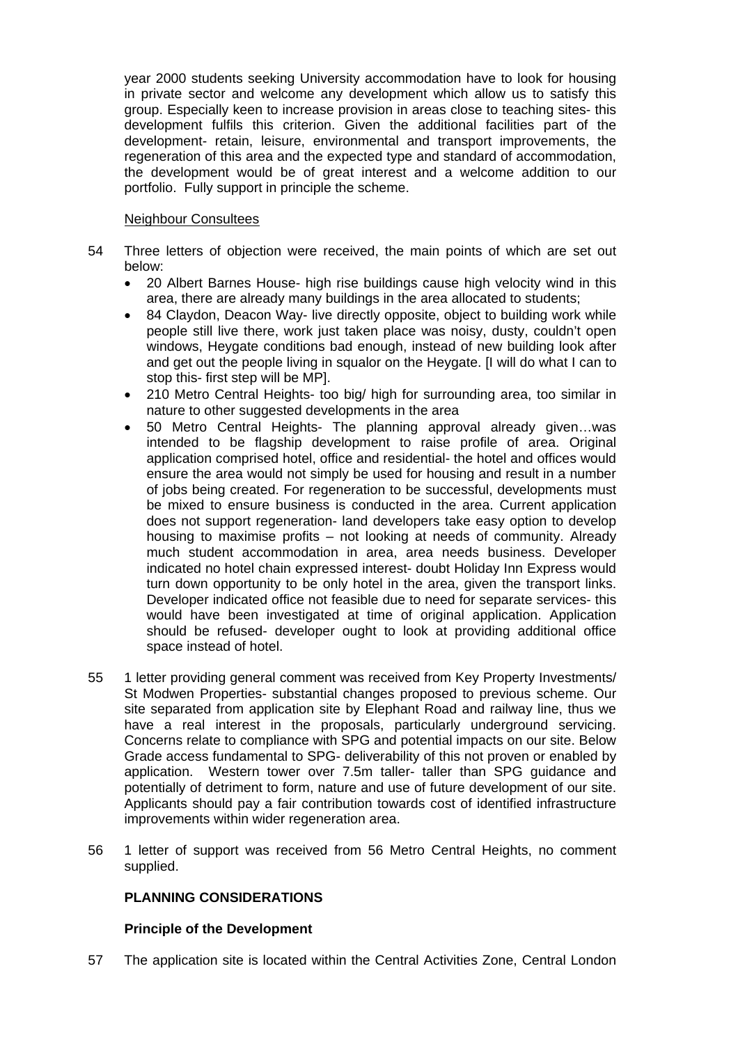year 2000 students seeking University accommodation have to look for housing in private sector and welcome any development which allow us to satisfy this group. Especially keen to increase provision in areas close to teaching sites- this development fulfils this criterion. Given the additional facilities part of the development- retain, leisure, environmental and transport improvements, the regeneration of this area and the expected type and standard of accommodation, the development would be of great interest and a welcome addition to our portfolio. Fully support in principle the scheme.

Neighbour Consultees

54 Three letters of objection were received, the main points of which are set out below:

- 20 Albert Barnes House- high rise buildings cause high velocity wind in this area, there are already many buildings in the area allocated to students;
- 84 Claydon, Deacon Way- live directly opposite, object to building work while people still live there, work just taken place was noisy, dusty, couldn't open windows, Heygate conditions bad enough, instead of new building look after and get out the people living in squalor on the Heygate. [I will do what I can to stop this- first step will be MP].
- 210 Metro Central Heights- too big/ high for surrounding area, too similar in nature to other suggested developments in the area
- 50 Metro Central Heights- The planning approval already given…was intended to be flagship development to raise profile of area. Original application comprised hotel, office and residential- the hotel and offices would ensure the area would not simply be used for housing and result in a number of jobs being created. For regeneration to be successful, developments must be mixed to ensure business is conducted in the area. Current application does not support regeneration- land developers take easy option to develop housing to maximise profits – not looking at needs of community. Already much student accommodation in area, area needs business. Developer indicated no hotel chain expressed interest- doubt Holiday Inn Express would turn down opportunity to be only hotel in the area, given the transport links. Developer indicated office not feasible due to need for separate services- this would have been investigated at time of original application. Application should be refused- developer ought to look at providing additional office space instead of hotel.

55 1 letter providing general comment was received from Key Property Investments/ St Modwen Properties- substantial changes proposed to previous scheme. Our site separated from application site by Elephant Road and railway line, thus we have a real interest in the proposals, particularly underground servicing. Concerns relate to compliance with SPG and potential impacts on our site. Below Grade access fundamental to SPG- deliverability of this not proven or enabled by application. Western tower over 7.5m taller- taller than SPG guidance and potentially of detriment to form, nature and use of future development of our site. Applicants should pay a fair contribution towards cost of identified infrastructure improvements within wider regeneration area.

56 1 letter of support was received from 56 Metro Central Heights, no comment supplied.

## PLANNING CONSIDERATIONS

### Principle of the Development

57 The application site is located within the Central Activities Zone, Central London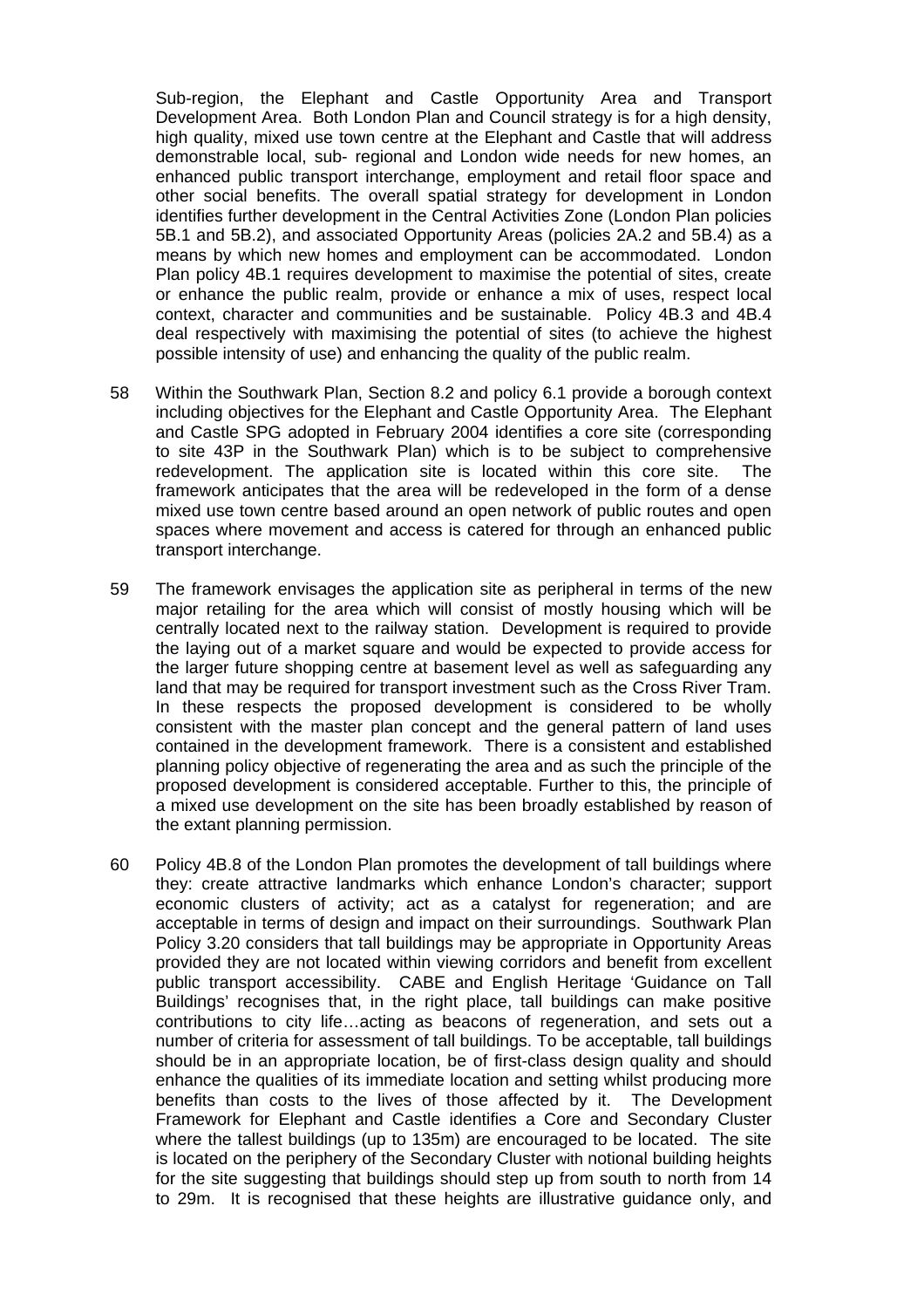Sub-region, the Elephant and Castle Opportunity Area and Transport Development Area. Both London Plan and Council strategy is for a high density, high quality, mixed use town centre at the Elephant and Castle that will address demonstrable local, sub- regional and London wide needs for new homes, an enhanced public transport interchange, employment and retail floor space and other social benefits. The overall spatial strategy for development in London identifies further development in the Central Activities Zone (London Plan policies 5B.1 and 5B.2), and associated Opportunity Areas (policies 2A.2 and 5B.4) as a means by which new homes and employment can be accommodated. London Plan policy 4B.1 requires development to maximise the potential of sites, create or enhance the public realm, provide or enhance a mix of uses, respect local context, character and communities and be sustainable. Policy 4B.3 and 4B.4 deal respectively with maximising the potential of sites (to achieve the highest possible intensity of use) and enhancing the quality of the public realm.

58 Within the Southwark Plan, Section 8.2 and policy 6.1 provide a borough context including objectives for the Elephant and Castle Opportunity Area. The Elephant and Castle SPG adopted in February 2004 identifies a core site (corresponding to site 43P in the Southwark Plan) which is to be subject to comprehensive redevelopment. The application site is located within this core site. The framework anticipates that the area will be redeveloped in the form of a dense mixed use town centre based around an open network of public routes and open spaces where movement and access is catered for through an enhanced public transport interchange.

59 The framework envisages the application site as peripheral in terms of the new major retailing for the area which will consist of mostly housing which will be centrally located next to the railway station. Development is required to provide the laying out of a market square and would be expected to provide access for the larger future shopping centre at basement level as well as safeguarding any land that may be required for transport investment such as the Cross River Tram. In these respects the proposed development is considered to be wholly consistent with the master plan concept and the general pattern of land uses contained in the development framework. There is a consistent and established planning policy objective of regenerating the area and as such the principle of the proposed development is considered acceptable. Further to this, the principle of a mixed use development on the site has been broadly established by reason of the extant planning permission.

60 Policy 4B.8 of the London Plan promotes the development of tall buildings where they: create attractive landmarks which enhance London's character; support economic clusters of activity; act as a catalyst for regeneration; and are acceptable in terms of design and impact on their surroundings. Southwark Plan Policy 3.20 considers that tall buildings may be appropriate in Opportunity Areas provided they are not located within viewing corridors and benefit from excellent public transport accessibility. CABE and English Heritage 'Guidance on Tall Buildings' recognises that, in the right place, tall buildings can make positive contributions to city life…acting as beacons of regeneration, and sets out a number of criteria for assessment of tall buildings. To be acceptable, tall buildings should be in an appropriate location, be of first-class design quality and should enhance the qualities of its immediate location and setting whilst producing more benefits than costs to the lives of those affected by it. The Development Framework for Elephant and Castle identifies a Core and Secondary Cluster where the tallest buildings (up to 135m) are encouraged to be located. The site is located on the periphery of the Secondary Cluster with notional building heights for the site suggesting that buildings should step up from south to north from 14 to 29m. It is recognised that these heights are illustrative guidance only, and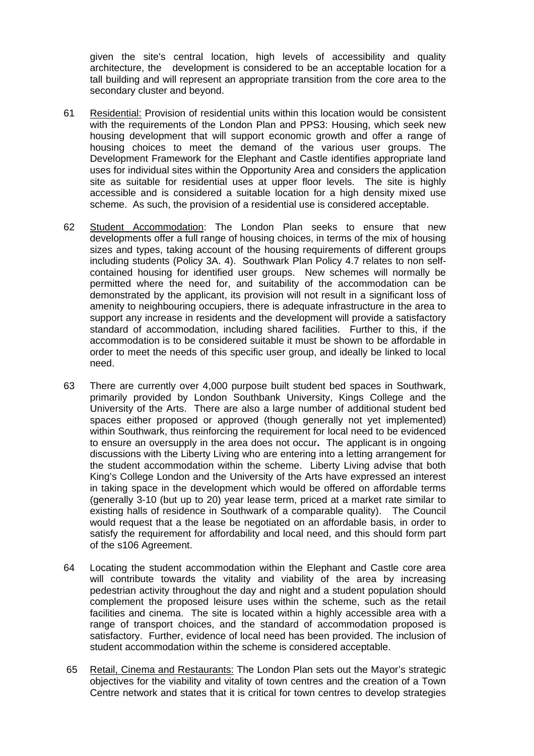given the site's central location, high levels of accessibility and quality architecture, the development is considered to be an acceptable location for a tall building and will represent an appropriate transition from the core area to the secondary cluster and beyond.

61 Residential: Provision of residential units within this location would be consistent with the requirements of the London Plan and PPS3: Housing, which seek new housing development that will support economic growth and offer a range of housing choices to meet the demand of the various user groups. The Development Framework for the Elephant and Castle identifies appropriate land uses for individual sites within the Opportunity Area and considers the application site as suitable for residential uses at upper floor levels. The site is highly accessible and is considered a suitable location for a high density mixed use scheme. As such, the provision of a residential use is considered acceptable.

62 Student Accommodation: The London Plan seeks to ensure that new developments offer a full range of housing choices, in terms of the mix of housing sizes and types, taking account of the housing requirements of different groups including students (Policy 3A. 4). Southwark Plan Policy 4.7 relates to non self-contained housing for identified user groups. New schemes will normally be permitted where the need for, and suitability of the accommodation can be demonstrated by the applicant, its provision will not result in a significant loss of amenity to neighbouring occupiers, there is adequate infrastructure in the area to support any increase in residents and the development will provide a satisfactory standard of accommodation, including shared facilities. Further to this, if the accommodation is to be considered suitable it must be shown to be affordable in order to meet the needs of this specific user group, and ideally be linked to local need.

63 There are currently over 4,000 purpose built student bed spaces in Southwark, primarily provided by London Southbank University, Kings College and the University of the Arts. There are also a large number of additional student bed spaces either proposed or approved (though generally not yet implemented) within Southwark, thus reinforcing the requirement for local need to be evidenced to ensure an oversupply in the area does not occur**.** The applicant is in ongoing discussions with the Liberty Living who are entering into a letting arrangement for the student accommodation within the scheme. Liberty Living advise that both King's College London and the University of the Arts have expressed an interest in taking space in the development which would be offered on affordable terms (generally 3-10 (but up to 20) year lease term, priced at a market rate similar to existing halls of residence in Southwark of a comparable quality). The Council would request that a the lease be negotiated on an affordable basis, in order to satisfy the requirement for affordability and local need, and this should form part of the s106 Agreement.

64 Locating the student accommodation within the Elephant and Castle core area will contribute towards the vitality and viability of the area by increasing pedestrian activity throughout the day and night and a student population should complement the proposed leisure uses within the scheme, such as the retail facilities and cinema. The site is located within a highly accessible area with a range of transport choices, and the standard of accommodation proposed is satisfactory. Further, evidence of local need has been provided. The inclusion of student accommodation within the scheme is considered acceptable.

65 Retail, Cinema and Restaurants: The London Plan sets out the Mayor's strategic objectives for the viability and vitality of town centres and the creation of a Town Centre network and states that it is critical for town centres to develop strategies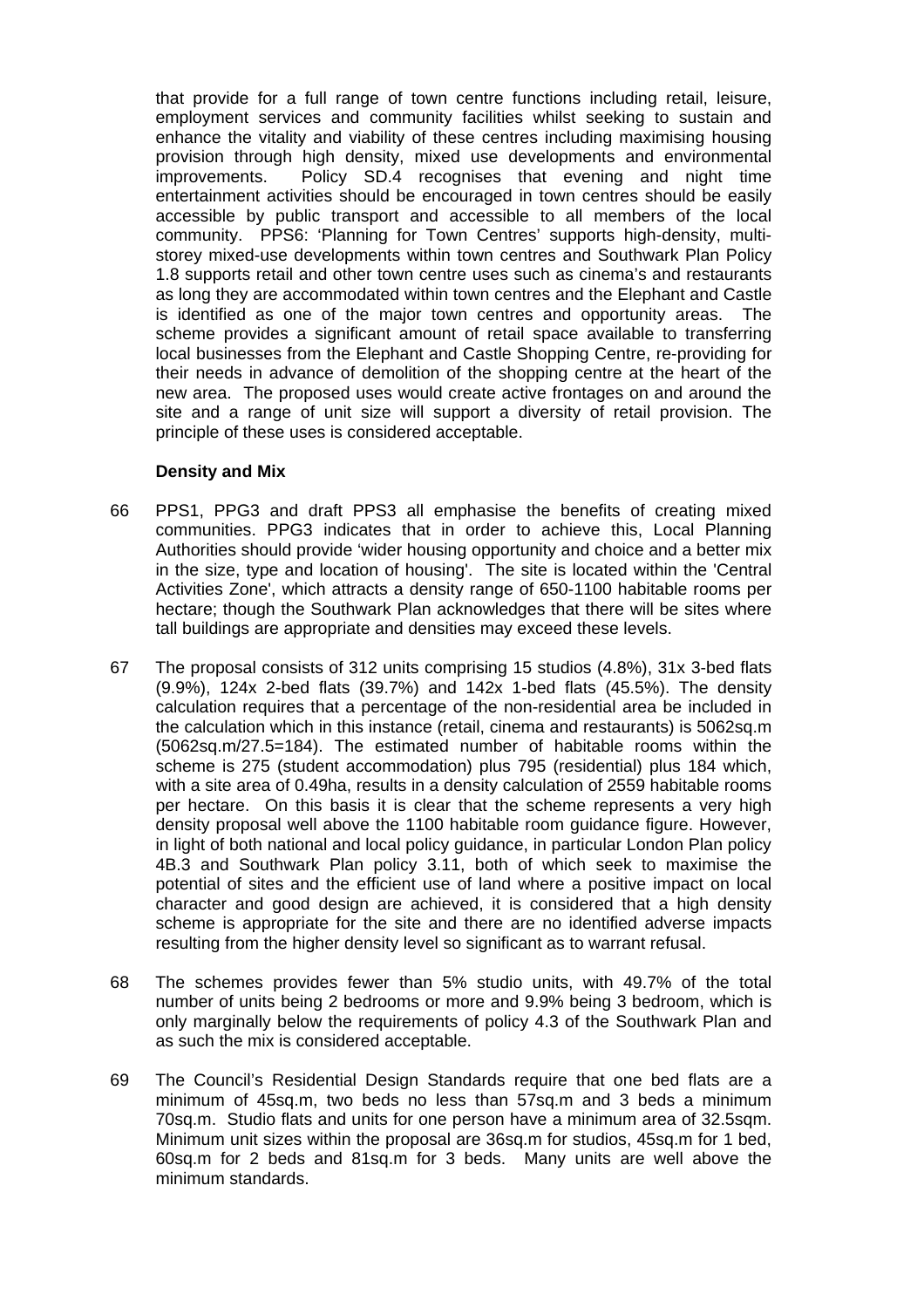that provide for a full range of town centre functions including retail, leisure, employment services and community facilities whilst seeking to sustain and enhance the vitality and viability of these centres including maximising housing provision through high density, mixed use developments and environmental improvements. Policy SD.4 recognises that evening and night time entertainment activities should be encouraged in town centres should be easily accessible by public transport and accessible to all members of the local community. PPS6: 'Planning for Town Centres' supports high-density, multi-storey mixed-use developments within town centres and Southwark Plan Policy 1.8 supports retail and other town centre uses such as cinema's and restaurants as long they are accommodated within town centres and the Elephant and Castle is identified as one of the major town centres and opportunity areas. The scheme provides a significant amount of retail space available to transferring local businesses from the Elephant and Castle Shopping Centre, re-providing for their needs in advance of demolition of the shopping centre at the heart of the new area. The proposed uses would create active frontages on and around the site and a range of unit size will support a diversity of retail provision. The principle of these uses is considered acceptable.

**Density and Mix**

66 PPS1, PPG3 and draft PPS3 all emphasise the benefits of creating mixed communities. PPG3 indicates that in order to achieve this, Local Planning Authorities should provide 'wider housing opportunity and choice and a better mix in the size, type and location of housing'. The site is located within the 'Central Activities Zone', which attracts a density range of 650-1100 habitable rooms per hectare; though the Southwark Plan acknowledges that there will be sites where tall buildings are appropriate and densities may exceed these levels.

67 The proposal consists of 312 units comprising 15 studios (4.8%), 31x 3-bed flats (9.9%), 124x 2-bed flats (39.7%) and 142x 1-bed flats (45.5%). The density calculation requires that a percentage of the non-residential area be included in the calculation which in this instance (retail, cinema and restaurants) is 5062sq.m (5062sq.m/27.5=184). The estimated number of habitable rooms within the scheme is 275 (student accommodation) plus 795 (residential) plus 184 which, with a site area of 0.49ha, results in a density calculation of 2559 habitable rooms per hectare. On this basis it is clear that the scheme represents a very high density proposal well above the 1100 habitable room guidance figure. However, in light of both national and local policy guidance, in particular London Plan policy 4B.3 and Southwark Plan policy 3.11, both of which seek to maximise the potential of sites and the efficient use of land where a positive impact on local character and good design are achieved, it is considered that a high density scheme is appropriate for the site and there are no identified adverse impacts resulting from the higher density level so significant as to warrant refusal.

68 The schemes provides fewer than 5% studio units, with 49.7% of the total number of units being 2 bedrooms or more and 9.9% being 3 bedroom, which is only marginally below the requirements of policy 4.3 of the Southwark Plan and as such the mix is considered acceptable.

69 The Council's Residential Design Standards require that one bed flats are a minimum of 45sq.m, two beds no less than 57sq.m and 3 beds a minimum 70sq.m. Studio flats and units for one person have a minimum area of 32.5sqm. Minimum unit sizes within the proposal are 36sq.m for studios, 45sq.m for 1 bed, 60sq.m for 2 beds and 81sq.m for 3 beds. Many units are well above the minimum standards.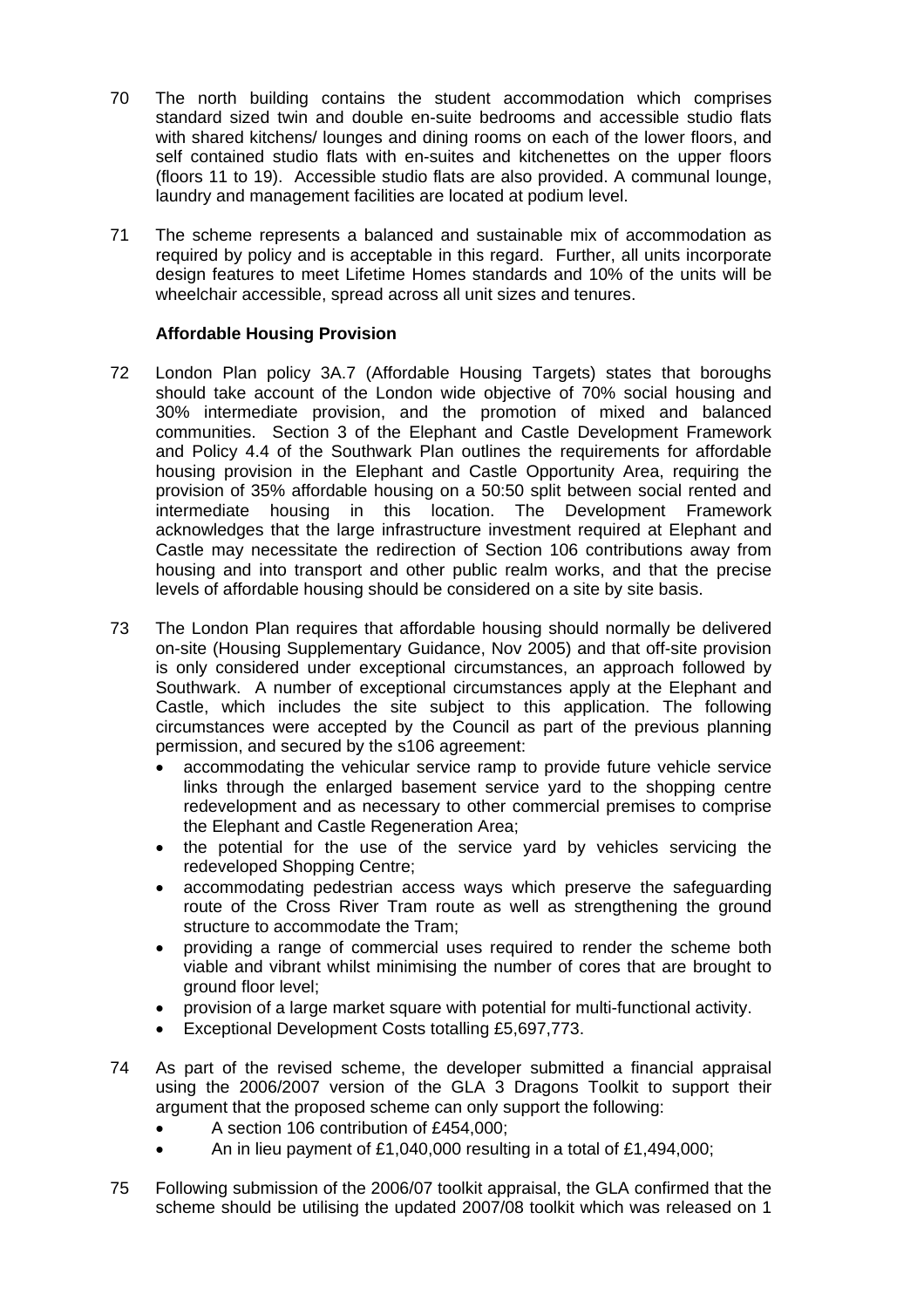70 The north building contains the student accommodation which comprises standard sized twin and double en-suite bedrooms and accessible studio flats with shared kitchens/ lounges and dining rooms on each of the lower floors, and self contained studio flats with en-suites and kitchenettes on the upper floors (floors 11 to 19). Accessible studio flats are also provided. A communal lounge, laundry and management facilities are located at podium level.

71 The scheme represents a balanced and sustainable mix of accommodation as required by policy and is acceptable in this regard. Further, all units incorporate design features to meet Lifetime Homes standards and 10% of the units will be wheelchair accessible, spread across all unit sizes and tenures.

**Affordable Housing Provision**

72 London Plan policy 3A.7 (Affordable Housing Targets) states that boroughs should take account of the London wide objective of 70% social housing and 30% intermediate provision, and the promotion of mixed and balanced communities. Section 3 of the Elephant and Castle Development Framework and Policy 4.4 of the Southwark Plan outlines the requirements for affordable housing provision in the Elephant and Castle Opportunity Area, requiring the provision of 35% affordable housing on a 50:50 split between social rented and intermediate housing in this location. The Development Framework acknowledges that the large infrastructure investment required at Elephant and Castle may necessitate the redirection of Section 106 contributions away from housing and into transport and other public realm works, and that the precise levels of affordable housing should be considered on a site by site basis.

73 The London Plan requires that affordable housing should normally be delivered on-site (Housing Supplementary Guidance, Nov 2005) and that off-site provision is only considered under exceptional circumstances, an approach followed by Southwark. A number of exceptional circumstances apply at the Elephant and Castle, which includes the site subject to this application. The following circumstances were accepted by the Council as part of the previous planning permission, and secured by the s106 agreement:

- accommodating the vehicular service ramp to provide future vehicle service links through the enlarged basement service yard to the shopping centre redevelopment and as necessary to other commercial premises to comprise the Elephant and Castle Regeneration Area;
- the potential for the use of the service yard by vehicles servicing the redeveloped Shopping Centre;
- accommodating pedestrian access ways which preserve the safeguarding route of the Cross River Tram route as well as strengthening the ground structure to accommodate the Tram;
- providing a range of commercial uses required to render the scheme both viable and vibrant whilst minimising the number of cores that are brought to ground floor level;
- provision of a large market square with potential for multi-functional activity.
- Exceptional Development Costs totalling £5,697,773.

74 As part of the revised scheme, the developer submitted a financial appraisal using the 2006/2007 version of the GLA 3 Dragons Toolkit to support their argument that the proposed scheme can only support the following:

- A section 106 contribution of £454,000;
- An in lieu payment of £1,040,000 resulting in a total of £1,494,000;

75 Following submission of the 2006/07 toolkit appraisal, the GLA confirmed that the scheme should be utilising the updated 2007/08 toolkit which was released on 1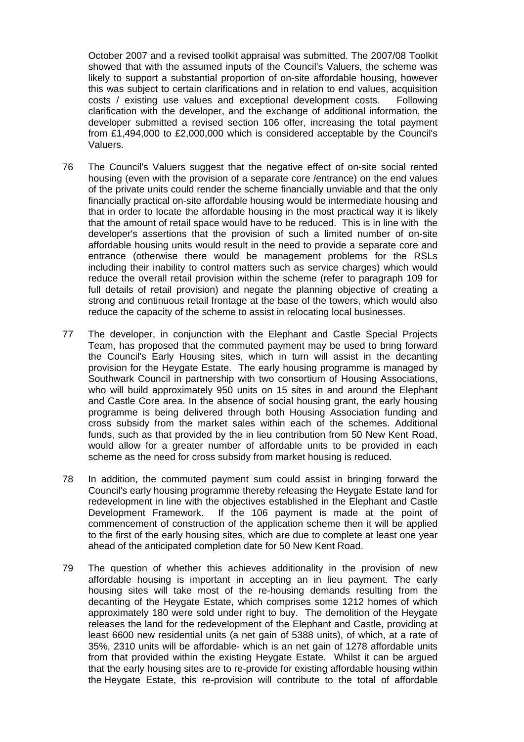October 2007 and a revised toolkit appraisal was submitted. The 2007/08 Toolkit showed that with the assumed inputs of the Council's Valuers, the scheme was likely to support a substantial proportion of on-site affordable housing, however this was subject to certain clarifications and in relation to end values, acquisition costs / existing use values and exceptional development costs. Following clarification with the developer, and the exchange of additional information, the developer submitted a revised section 106 offer, increasing the total payment from £1,494,000 to £2,000,000 which is considered acceptable by the Council's Valuers.

76 The Council's Valuers suggest that the negative effect of on-site social rented housing (even with the provision of a separate core /entrance) on the end values of the private units could render the scheme financially unviable and that the only financially practical on-site affordable housing would be intermediate housing and that in order to locate the affordable housing in the most practical way it is likely that the amount of retail space would have to be reduced. This is in line with the developer's assertions that the provision of such a limited number of on-site affordable housing units would result in the need to provide a separate core and entrance (otherwise there would be management problems for the RSLs including their inability to control matters such as service charges) which would reduce the overall retail provision within the scheme (refer to paragraph 109 for full details of retail provision) and negate the planning objective of creating a strong and continuous retail frontage at the base of the towers, which would also reduce the capacity of the scheme to assist in relocating local businesses.

77 The developer, in conjunction with the Elephant and Castle Special Projects Team, has proposed that the commuted payment may be used to bring forward the Council's Early Housing sites, which in turn will assist in the decanting provision for the Heygate Estate. The early housing programme is managed by Southwark Council in partnership with two consortium of Housing Associations, who will build approximately 950 units on 15 sites in and around the Elephant and Castle Core area. In the absence of social housing grant, the early housing programme is being delivered through both Housing Association funding and cross subsidy from the market sales within each of the schemes. Additional funds, such as that provided by the in lieu contribution from 50 New Kent Road, would allow for a greater number of affordable units to be provided in each scheme as the need for cross subsidy from market housing is reduced.

78 In addition, the commuted payment sum could assist in bringing forward the Council's early housing programme thereby releasing the Heygate Estate land for redevelopment in line with the objectives established in the Elephant and Castle Development Framework. If the 106 payment is made at the point of commencement of construction of the application scheme then it will be applied to the first of the early housing sites, which are due to complete at least one year ahead of the anticipated completion date for 50 New Kent Road.

79 The question of whether this achieves additionality in the provision of new affordable housing is important in accepting an in lieu payment. The early housing sites will take most of the re-housing demands resulting from the decanting of the Heygate Estate, which comprises some 1212 homes of which approximately 180 were sold under right to buy. The demolition of the Heygate releases the land for the redevelopment of the Elephant and Castle, providing at least 6600 new residential units (a net gain of 5388 units), of which, at a rate of 35%, 2310 units will be affordable- which is an net gain of 1278 affordable units from that provided within the existing Heygate Estate. Whilst it can be argued that the early housing sites are to re-provide for existing affordable housing within the Heygate Estate, this re-provision will contribute to the total of affordable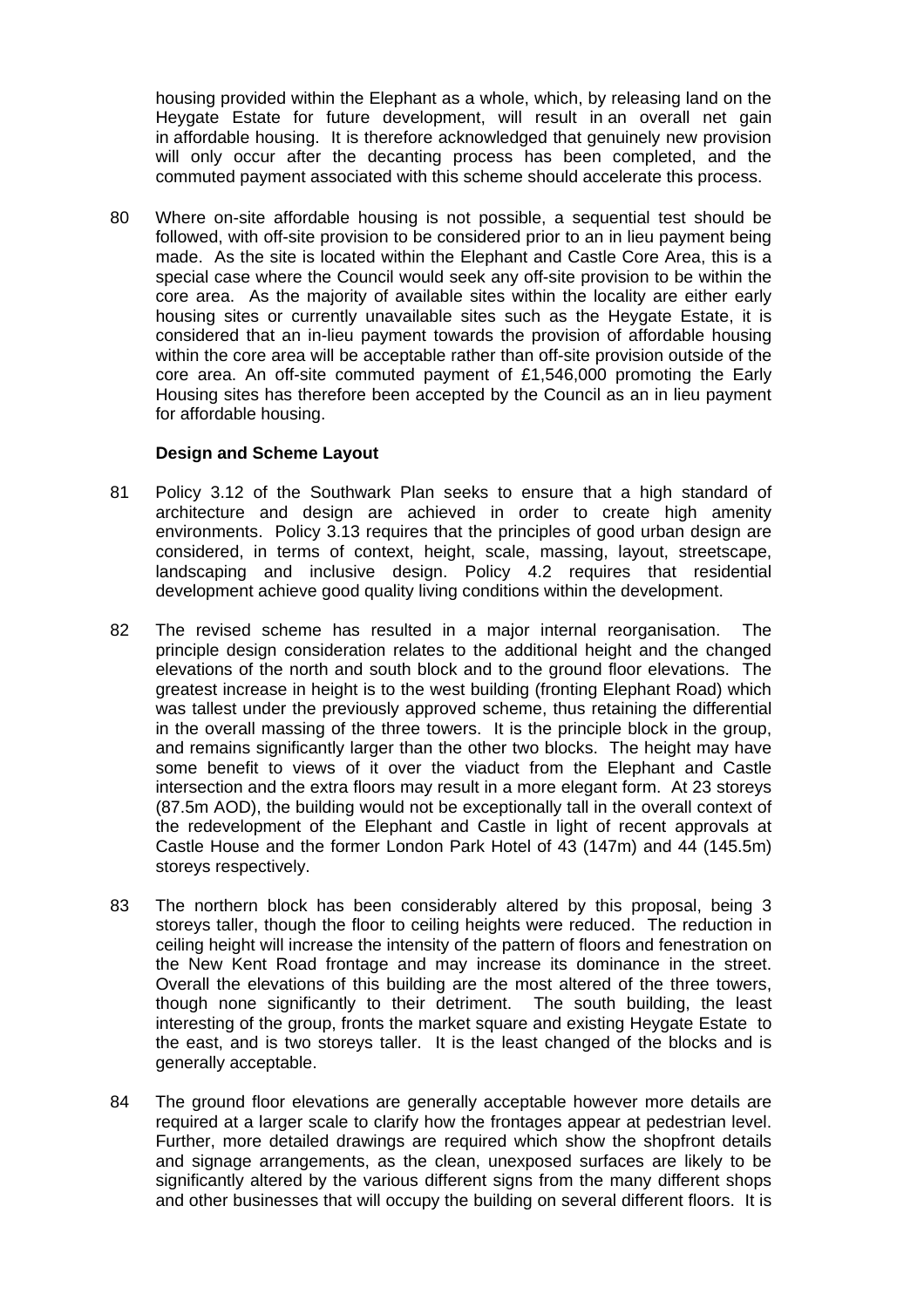housing provided within the Elephant as a whole, which, by releasing land on the Heygate Estate for future development, will result in an overall net gain in affordable housing. It is therefore acknowledged that genuinely new provision will only occur after the decanting process has been completed, and the commuted payment associated with this scheme should accelerate this process.

80 Where on-site affordable housing is not possible, a sequential test should be followed, with off-site provision to be considered prior to an in lieu payment being made. As the site is located within the Elephant and Castle Core Area, this is a special case where the Council would seek any off-site provision to be within the core area. As the majority of available sites within the locality are either early housing sites or currently unavailable sites such as the Heygate Estate, it is considered that an in-lieu payment towards the provision of affordable housing within the core area will be acceptable rather than off-site provision outside of the core area. An off-site commuted payment of £1,546,000 promoting the Early Housing sites has therefore been accepted by the Council as an in lieu payment for affordable housing.

**Design and Scheme Layout**

81 Policy 3.12 of the Southwark Plan seeks to ensure that a high standard of architecture and design are achieved in order to create high amenity environments. Policy 3.13 requires that the principles of good urban design are considered, in terms of context, height, scale, massing, layout, streetscape, landscaping and inclusive design. Policy 4.2 requires that residential development achieve good quality living conditions within the development.

82 The revised scheme has resulted in a major internal reorganisation. The principle design consideration relates to the additional height and the changed elevations of the north and south block and to the ground floor elevations. The greatest increase in height is to the west building (fronting Elephant Road) which was tallest under the previously approved scheme, thus retaining the differential in the overall massing of the three towers. It is the principle block in the group, and remains significantly larger than the other two blocks. The height may have some benefit to views of it over the viaduct from the Elephant and Castle intersection and the extra floors may result in a more elegant form. At 23 storeys (87.5m AOD), the building would not be exceptionally tall in the overall context of the redevelopment of the Elephant and Castle in light of recent approvals at Castle House and the former London Park Hotel of 43 (147m) and 44 (145.5m) storeys respectively.

83 The northern block has been considerably altered by this proposal, being 3 storeys taller, though the floor to ceiling heights were reduced. The reduction in ceiling height will increase the intensity of the pattern of floors and fenestration on the New Kent Road frontage and may increase its dominance in the street. Overall the elevations of this building are the most altered of the three towers, though none significantly to their detriment. The south building, the least interesting of the group, fronts the market square and existing Heygate Estate to the east, and is two storeys taller. It is the least changed of the blocks and is generally acceptable.

84 The ground floor elevations are generally acceptable however more details are required at a larger scale to clarify how the frontages appear at pedestrian level. Further, more detailed drawings are required which show the shopfront details and signage arrangements, as the clean, unexposed surfaces are likely to be significantly altered by the various different signs from the many different shops and other businesses that will occupy the building on several different floors. It is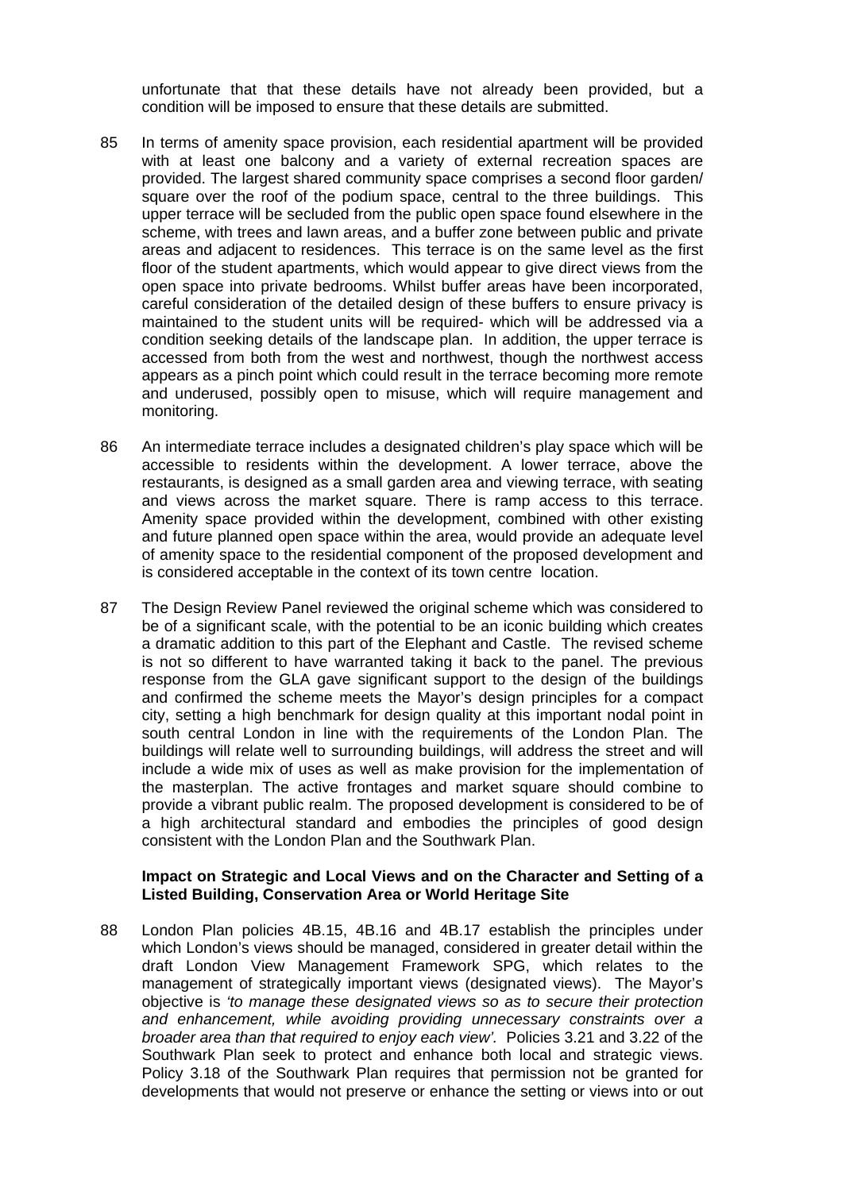unfortunate that that these details have not already been provided, but a condition will be imposed to ensure that these details are submitted.

85 In terms of amenity space provision, each residential apartment will be provided with at least one balcony and a variety of external recreation spaces are provided. The largest shared community space comprises a second floor garden/ square over the roof of the podium space, central to the three buildings. This upper terrace will be secluded from the public open space found elsewhere in the scheme, with trees and lawn areas, and a buffer zone between public and private areas and adjacent to residences. This terrace is on the same level as the first floor of the student apartments, which would appear to give direct views from the open space into private bedrooms. Whilst buffer areas have been incorporated, careful consideration of the detailed design of these buffers to ensure privacy is maintained to the student units will be required- which will be addressed via a condition seeking details of the landscape plan. In addition, the upper terrace is accessed from both from the west and northwest, though the northwest access appears as a pinch point which could result in the terrace becoming more remote and underused, possibly open to misuse, which will require management and monitoring.

86 An intermediate terrace includes a designated children's play space which will be accessible to residents within the development. A lower terrace, above the restaurants, is designed as a small garden area and viewing terrace, with seating and views across the market square. There is ramp access to this terrace. Amenity space provided within the development, combined with other existing and future planned open space within the area, would provide an adequate level of amenity space to the residential component of the proposed development and is considered acceptable in the context of its town centre location.

87 The Design Review Panel reviewed the original scheme which was considered to be of a significant scale, with the potential to be an iconic building which creates a dramatic addition to this part of the Elephant and Castle. The revised scheme is not so different to have warranted taking it back to the panel. The previous response from the GLA gave significant support to the design of the buildings and confirmed the scheme meets the Mayor's design principles for a compact city, setting a high benchmark for design quality at this important nodal point in south central London in line with the requirements of the London Plan. The buildings will relate well to surrounding buildings, will address the street and will include a wide mix of uses as well as make provision for the implementation of the masterplan. The active frontages and market square should combine to provide a vibrant public realm. The proposed development is considered to be of a high architectural standard and embodies the principles of good design consistent with the London Plan and the Southwark Plan.

**Impact on Strategic and Local Views and on the Character and Setting of a Listed Building, Conservation Area or World Heritage Site**

88 London Plan policies 4B.15, 4B.16 and 4B.17 establish the principles under which London's views should be managed, considered in greater detail within the draft London View Management Framework SPG, which relates to the management of strategically important views (designated views). The Mayor's objective is *'to manage these designated views so as to secure their protection and enhancement, while avoiding providing unnecessary constraints over a broader area than that required to enjoy each view'.* Policies 3.21 and 3.22 of the Southwark Plan seek to protect and enhance both local and strategic views. Policy 3.18 of the Southwark Plan requires that permission not be granted for developments that would not preserve or enhance the setting or views into or out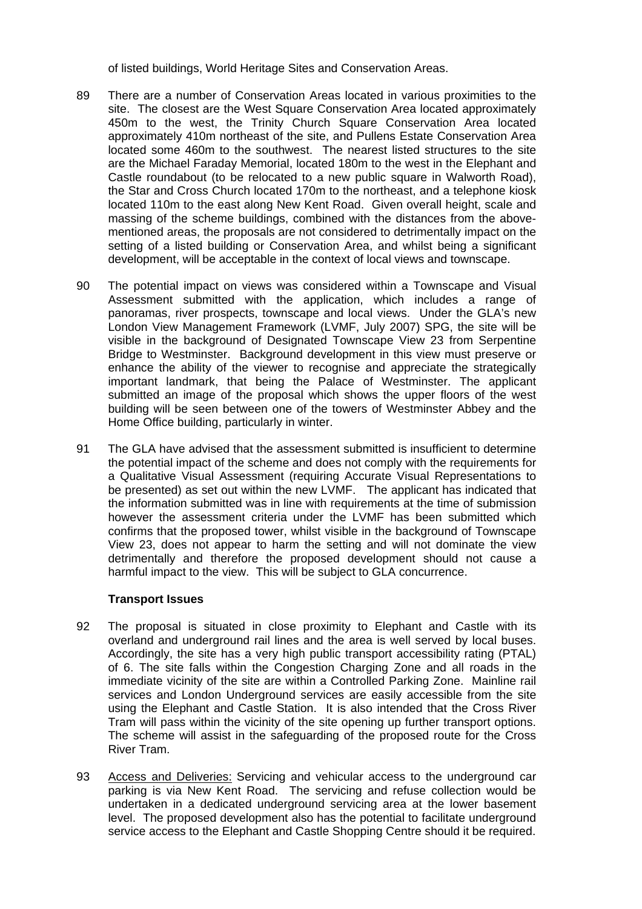of listed buildings, World Heritage Sites and Conservation Areas.

89 There are a number of Conservation Areas located in various proximities to the site. The closest are the West Square Conservation Area located approximately 450m to the west, the Trinity Church Square Conservation Area located approximately 410m northeast of the site, and Pullens Estate Conservation Area located some 460m to the southwest. The nearest listed structures to the site are the Michael Faraday Memorial, located 180m to the west in the Elephant and Castle roundabout (to be relocated to a new public square in Walworth Road), the Star and Cross Church located 170m to the northeast, and a telephone kiosk located 110m to the east along New Kent Road. Given overall height, scale and massing of the scheme buildings, combined with the distances from the above-mentioned areas, the proposals are not considered to detrimentally impact on the setting of a listed building or Conservation Area, and whilst being a significant development, will be acceptable in the context of local views and townscape.

90 The potential impact on views was considered within a Townscape and Visual Assessment submitted with the application, which includes a range of panoramas, river prospects, townscape and local views. Under the GLA's new London View Management Framework (LVMF, July 2007) SPG, the site will be visible in the background of Designated Townscape View 23 from Serpentine Bridge to Westminster. Background development in this view must preserve or enhance the ability of the viewer to recognise and appreciate the strategically important landmark, that being the Palace of Westminster. The applicant submitted an image of the proposal which shows the upper floors of the west building will be seen between one of the towers of Westminster Abbey and the Home Office building, particularly in winter.

91 The GLA have advised that the assessment submitted is insufficient to determine the potential impact of the scheme and does not comply with the requirements for a Qualitative Visual Assessment (requiring Accurate Visual Representations to be presented) as set out within the new LVMF. The applicant has indicated that the information submitted was in line with requirements at the time of submission however the assessment criteria under the LVMF has been submitted which confirms that the proposed tower, whilst visible in the background of Townscape View 23, does not appear to harm the setting and will not dominate the view detrimentally and therefore the proposed development should not cause a harmful impact to the view. This will be subject to GLA concurrence.

**Transport Issues**

92 The proposal is situated in close proximity to Elephant and Castle with its overland and underground rail lines and the area is well served by local buses. Accordingly, the site has a very high public transport accessibility rating (PTAL) of 6. The site falls within the Congestion Charging Zone and all roads in the immediate vicinity of the site are within a Controlled Parking Zone. Mainline rail services and London Underground services are easily accessible from the site using the Elephant and Castle Station. It is also intended that the Cross River Tram will pass within the vicinity of the site opening up further transport options. The scheme will assist in the safeguarding of the proposed route for the Cross River Tram.

93 Access and Deliveries: Servicing and vehicular access to the underground car parking is via New Kent Road. The servicing and refuse collection would be undertaken in a dedicated underground servicing area at the lower basement level. The proposed development also has the potential to facilitate underground service access to the Elephant and Castle Shopping Centre should it be required.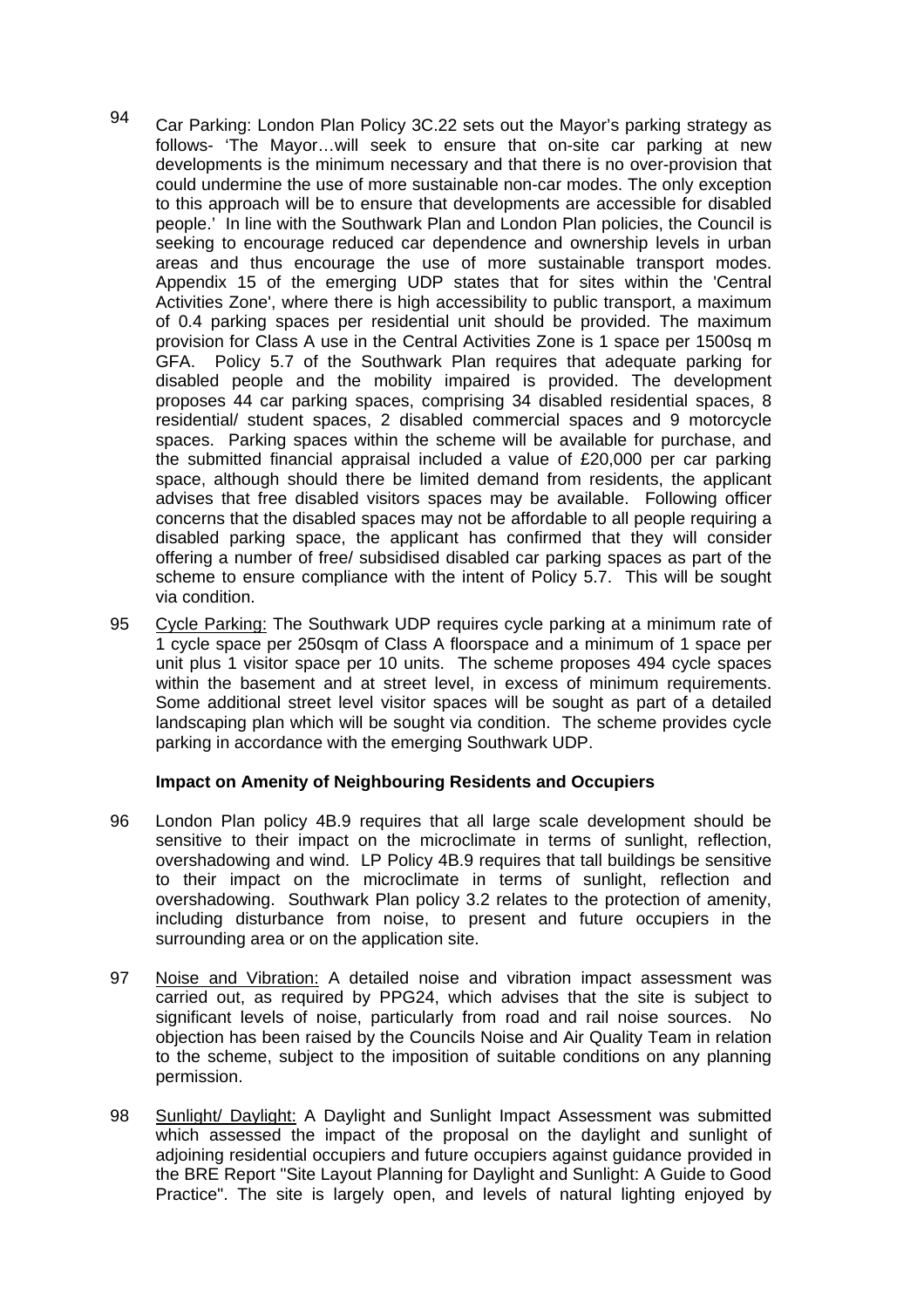94 Car Parking: London Plan Policy 3C.22 sets out the Mayor's parking strategy as follows- 'The Mayor…will seek to ensure that on-site car parking at new developments is the minimum necessary and that there is no over-provision that could undermine the use of more sustainable non-car modes. The only exception to this approach will be to ensure that developments are accessible for disabled people.' In line with the Southwark Plan and London Plan policies, the Council is seeking to encourage reduced car dependence and ownership levels in urban areas and thus encourage the use of more sustainable transport modes. Appendix 15 of the emerging UDP states that for sites within the 'Central Activities Zone', where there is high accessibility to public transport, a maximum of 0.4 parking spaces per residential unit should be provided. The maximum provision for Class A use in the Central Activities Zone is 1 space per 1500sq m GFA. Policy 5.7 of the Southwark Plan requires that adequate parking for disabled people and the mobility impaired is provided. The development proposes 44 car parking spaces, comprising 34 disabled residential spaces, 8 residential/ student spaces, 2 disabled commercial spaces and 9 motorcycle spaces. Parking spaces within the scheme will be available for purchase, and the submitted financial appraisal included a value of £20,000 per car parking space, although should there be limited demand from residents, the applicant advises that free disabled visitors spaces may be available. Following officer concerns that the disabled spaces may not be affordable to all people requiring a disabled parking space, the applicant has confirmed that they will consider offering a number of free/ subsidised disabled car parking spaces as part of the scheme to ensure compliance with the intent of Policy 5.7. This will be sought via condition.

95 Cycle Parking: The Southwark UDP requires cycle parking at a minimum rate of 1 cycle space per 250sqm of Class A floorspace and a minimum of 1 space per unit plus 1 visitor space per 10 units. The scheme proposes 494 cycle spaces within the basement and at street level, in excess of minimum requirements. Some additional street level visitor spaces will be sought as part of a detailed landscaping plan which will be sought via condition. The scheme provides cycle parking in accordance with the emerging Southwark UDP.

**Impact on Amenity of Neighbouring Residents and Occupiers**

96 London Plan policy 4B.9 requires that all large scale development should be sensitive to their impact on the microclimate in terms of sunlight, reflection, overshadowing and wind. LP Policy 4B.9 requires that tall buildings be sensitive to their impact on the microclimate in terms of sunlight, reflection and overshadowing. Southwark Plan policy 3.2 relates to the protection of amenity, including disturbance from noise, to present and future occupiers in the surrounding area or on the application site.

97 Noise and Vibration: A detailed noise and vibration impact assessment was carried out, as required by PPG24, which advises that the site is subject to significant levels of noise, particularly from road and rail noise sources. No objection has been raised by the Councils Noise and Air Quality Team in relation to the scheme, subject to the imposition of suitable conditions on any planning permission.

98 Sunlight/ Daylight: A Daylight and Sunlight Impact Assessment was submitted which assessed the impact of the proposal on the daylight and sunlight of adjoining residential occupiers and future occupiers against guidance provided in the BRE Report "Site Layout Planning for Daylight and Sunlight: A Guide to Good Practice". The site is largely open, and levels of natural lighting enjoyed by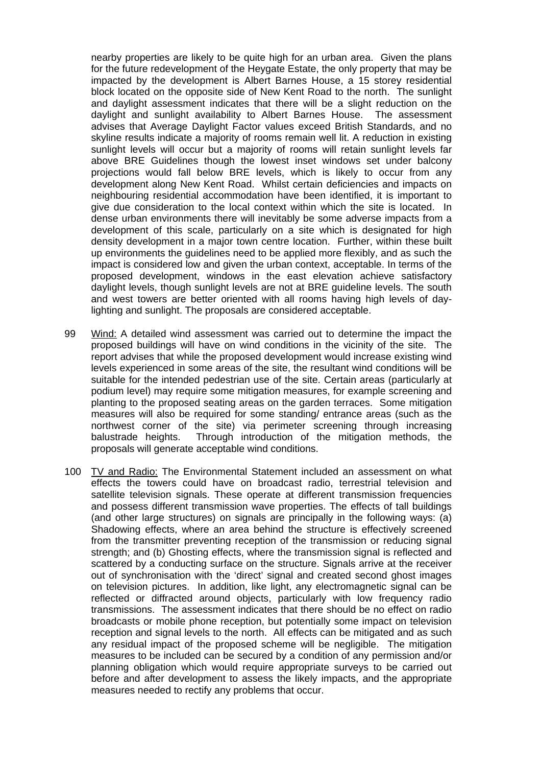nearby properties are likely to be quite high for an urban area. Given the plans for the future redevelopment of the Heygate Estate, the only property that may be impacted by the development is Albert Barnes House, a 15 storey residential block located on the opposite side of New Kent Road to the north. The sunlight and daylight assessment indicates that there will be a slight reduction on the daylight and sunlight availability to Albert Barnes House. The assessment advises that Average Daylight Factor values exceed British Standards, and no skyline results indicate a majority of rooms remain well lit. A reduction in existing sunlight levels will occur but a majority of rooms will retain sunlight levels far above BRE Guidelines though the lowest inset windows set under balcony projections would fall below BRE levels, which is likely to occur from any development along New Kent Road. Whilst certain deficiencies and impacts on neighbouring residential accommodation have been identified, it is important to give due consideration to the local context within which the site is located. In dense urban environments there will inevitably be some adverse impacts from a development of this scale, particularly on a site which is designated for high density development in a major town centre location. Further, within these built up environments the guidelines need to be applied more flexibly, and as such the impact is considered low and given the urban context, acceptable. In terms of the proposed development, windows in the east elevation achieve satisfactory daylight levels, though sunlight levels are not at BRE guideline levels. The south and west towers are better oriented with all rooms having high levels of day-lighting and sunlight. The proposals are considered acceptable.

99 Wind: A detailed wind assessment was carried out to determine the impact the proposed buildings will have on wind conditions in the vicinity of the site. The report advises that while the proposed development would increase existing wind levels experienced in some areas of the site, the resultant wind conditions will be suitable for the intended pedestrian use of the site. Certain areas (particularly at podium level) may require some mitigation measures, for example screening and planting to the proposed seating areas on the garden terraces. Some mitigation measures will also be required for some standing/ entrance areas (such as the northwest corner of the site) via perimeter screening through increasing balustrade heights. Through introduction of the mitigation methods, the proposals will generate acceptable wind conditions.

100 TV and Radio: The Environmental Statement included an assessment on what effects the towers could have on broadcast radio, terrestrial television and satellite television signals. These operate at different transmission frequencies and possess different transmission wave properties. The effects of tall buildings (and other large structures) on signals are principally in the following ways: (a) Shadowing effects, where an area behind the structure is effectively screened from the transmitter preventing reception of the transmission or reducing signal strength; and (b) Ghosting effects, where the transmission signal is reflected and scattered by a conducting surface on the structure. Signals arrive at the receiver out of synchronisation with the 'direct' signal and created second ghost images on television pictures. In addition, like light, any electromagnetic signal can be reflected or diffracted around objects, particularly with low frequency radio transmissions. The assessment indicates that there should be no effect on radio broadcasts or mobile phone reception, but potentially some impact on television reception and signal levels to the north. All effects can be mitigated and as such any residual impact of the proposed scheme will be negligible. The mitigation measures to be included can be secured by a condition of any permission and/or planning obligation which would require appropriate surveys to be carried out before and after development to assess the likely impacts, and the appropriate measures needed to rectify any problems that occur.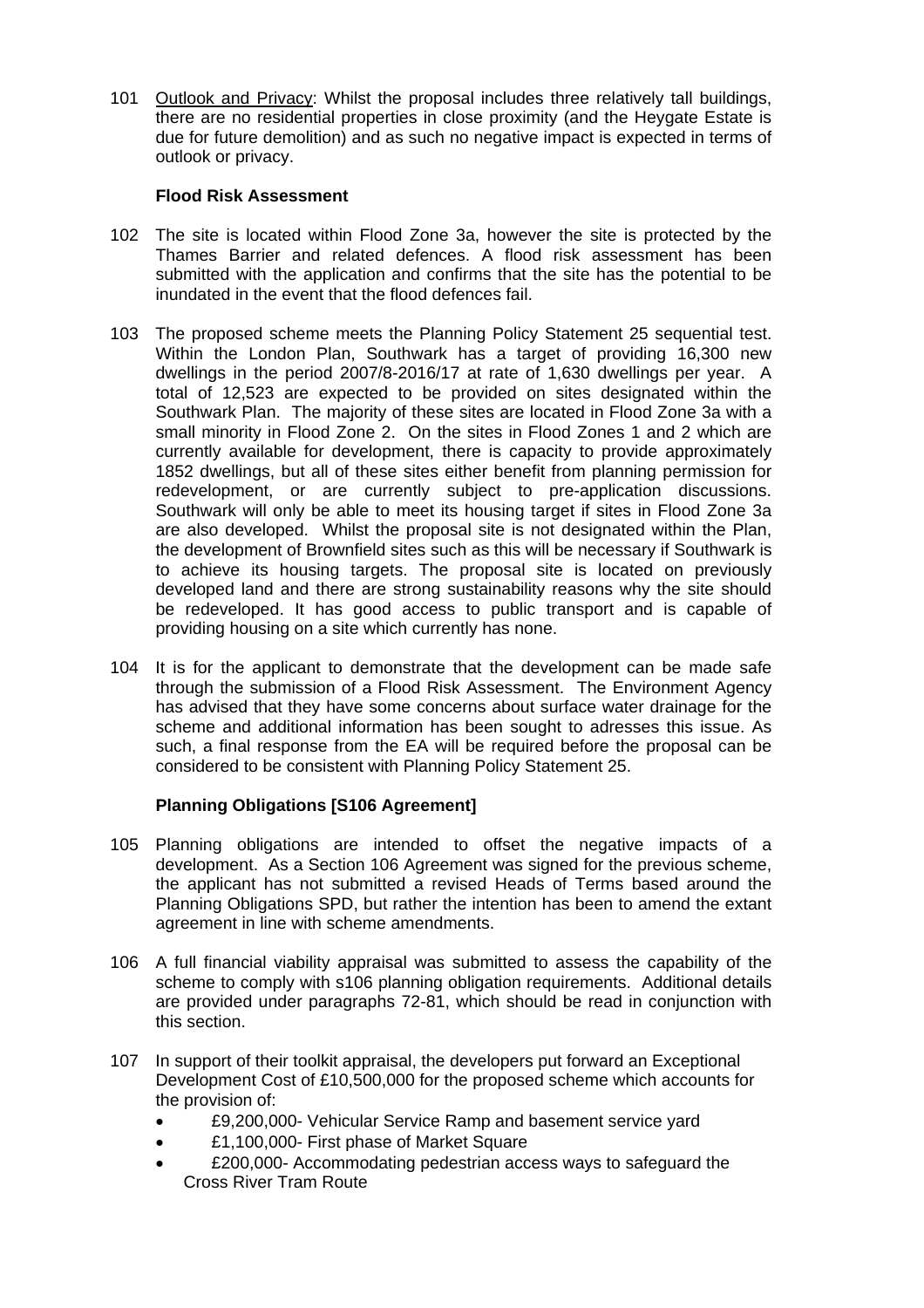101 Outlook and Privacy: Whilst the proposal includes three relatively tall buildings, there are no residential properties in close proximity (and the Heygate Estate is due for future demolition) and as such no negative impact is expected in terms of outlook or privacy.

**Flood Risk Assessment**

102 The site is located within Flood Zone 3a, however the site is protected by the Thames Barrier and related defences. A flood risk assessment has been submitted with the application and confirms that the site has the potential to be inundated in the event that the flood defences fail.

103 The proposed scheme meets the Planning Policy Statement 25 sequential test. Within the London Plan, Southwark has a target of providing 16,300 new dwellings in the period 2007/8-2016/17 at rate of 1,630 dwellings per year. A total of 12,523 are expected to be provided on sites designated within the Southwark Plan. The majority of these sites are located in Flood Zone 3a with a small minority in Flood Zone 2. On the sites in Flood Zones 1 and 2 which are currently available for development, there is capacity to provide approximately 1852 dwellings, but all of these sites either benefit from planning permission for redevelopment, or are currently subject to pre-application discussions. Southwark will only be able to meet its housing target if sites in Flood Zone 3a are also developed. Whilst the proposal site is not designated within the Plan, the development of Brownfield sites such as this will be necessary if Southwark is to achieve its housing targets. The proposal site is located on previously developed land and there are strong sustainability reasons why the site should be redeveloped. It has good access to public transport and is capable of providing housing on a site which currently has none.

104 It is for the applicant to demonstrate that the development can be made safe through the submission of a Flood Risk Assessment. The Environment Agency has advised that they have some concerns about surface water drainage for the scheme and additional information has been sought to adresses this issue. As such, a final response from the EA will be required before the proposal can be considered to be consistent with Planning Policy Statement 25.

**Planning Obligations [S106 Agreement]**

105 Planning obligations are intended to offset the negative impacts of a development. As a Section 106 Agreement was signed for the previous scheme, the applicant has not submitted a revised Heads of Terms based around the Planning Obligations SPD, but rather the intention has been to amend the extant agreement in line with scheme amendments.

106 A full financial viability appraisal was submitted to assess the capability of the scheme to comply with s106 planning obligation requirements. Additional details are provided under paragraphs 72-81, which should be read in conjunction with this section.

107 In support of their toolkit appraisal, the developers put forward an Exceptional Development Cost of £10,500,000 for the proposed scheme which accounts for the provision of:

- £9,200,000- Vehicular Service Ramp and basement service yard
- £1,100,000- First phase of Market Square
- £200,000- Accommodating pedestrian access ways to safeguard the Cross River Tram Route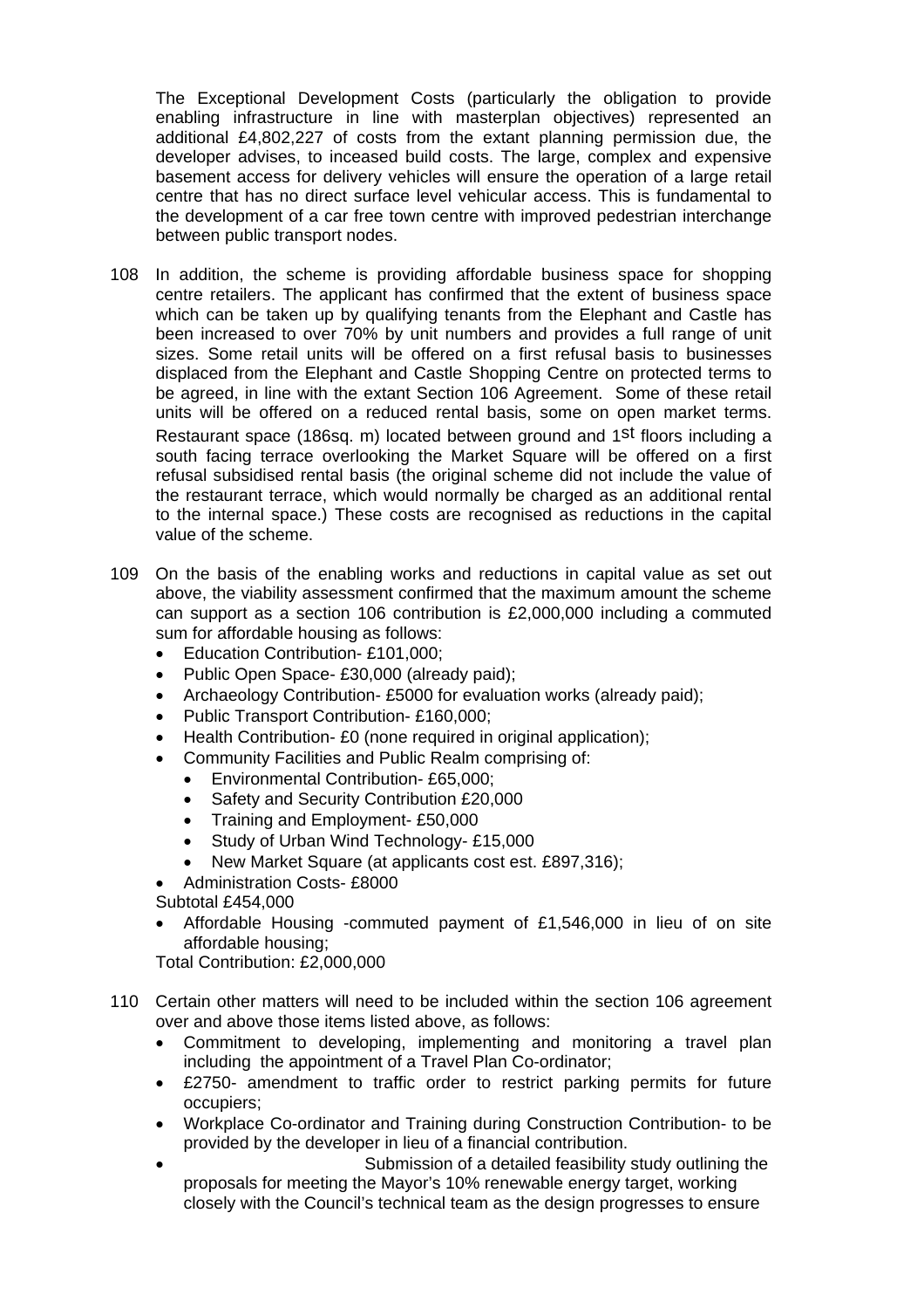The Exceptional Development Costs (particularly the obligation to provide enabling infrastructure in line with masterplan objectives) represented an additional £4,802,227 of costs from the extant planning permission due, the developer advises, to inceased build costs. The large, complex and expensive basement access for delivery vehicles will ensure the operation of a large retail centre that has no direct surface level vehicular access. This is fundamental to the development of a car free town centre with improved pedestrian interchange between public transport nodes.

108 In addition, the scheme is providing affordable business space for shopping centre retailers. The applicant has confirmed that the extent of business space which can be taken up by qualifying tenants from the Elephant and Castle has been increased to over 70% by unit numbers and provides a full range of unit sizes. Some retail units will be offered on a first refusal basis to businesses displaced from the Elephant and Castle Shopping Centre on protected terms to be agreed, in line with the extant Section 106 Agreement. Some of these retail units will be offered on a reduced rental basis, some on open market terms. Restaurant space (186sq. m) located between ground and 1st floors including a south facing terrace overlooking the Market Square will be offered on a first refusal subsidised rental basis (the original scheme did not include the value of the restaurant terrace, which would normally be charged as an additional rental to the internal space.) These costs are recognised as reductions in the capital value of the scheme.

109 On the basis of the enabling works and reductions in capital value as set out above, the viability assessment confirmed that the maximum amount the scheme can support as a section 106 contribution is £2,000,000 including a commuted sum for affordable housing as follows:

- Education Contribution- £101,000;
- Public Open Space- £30,000 (already paid);
- Archaeology Contribution- £5000 for evaluation works (already paid);
- Public Transport Contribution- £160,000;
- Health Contribution- £0 (none required in original application);
- Community Facilities and Public Realm comprising of:
  - Environmental Contribution- £65,000;
  - Safety and Security Contribution £20,000
  - Training and Employment- £50,000
  - Study of Urban Wind Technology- £15,000
  - New Market Square (at applicants cost est. £897,316);
- Administration Costs- £8000

Subtotal £454,000

- Affordable Housing -commuted payment of £1,546,000 in lieu of on site affordable housing;

Total Contribution: £2,000,000

110 Certain other matters will need to be included within the section 106 agreement over and above those items listed above, as follows:

- Commitment to developing, implementing and monitoring a travel plan including the appointment of a Travel Plan Co-ordinator;
- £2750- amendment to traffic order to restrict parking permits for future occupiers;
- Workplace Co-ordinator and Training during Construction Contribution- to be provided by the developer in lieu of a financial contribution.
- Submission of a detailed feasibility study outlining the proposals for meeting the Mayor's 10% renewable energy target, working closely with the Council's technical team as the design progresses to ensure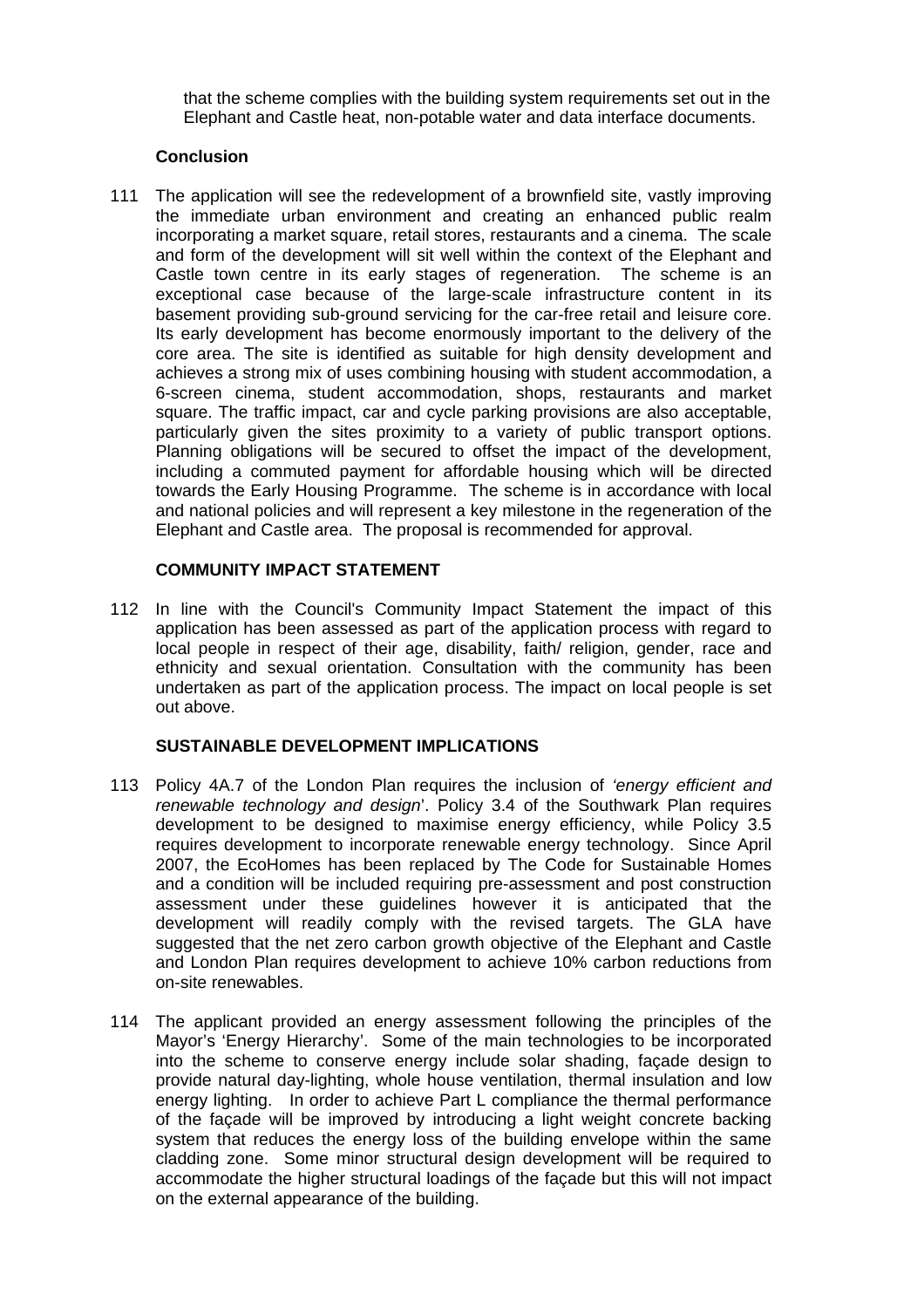that the scheme complies with the building system requirements set out in the Elephant and Castle heat, non-potable water and data interface documents.

**Conclusion**

111 The application will see the redevelopment of a brownfield site, vastly improving the immediate urban environment and creating an enhanced public realm incorporating a market square, retail stores, restaurants and a cinema. The scale and form of the development will sit well within the context of the Elephant and Castle town centre in its early stages of regeneration. The scheme is an exceptional case because of the large-scale infrastructure content in its basement providing sub-ground servicing for the car-free retail and leisure core. Its early development has become enormously important to the delivery of the core area. The site is identified as suitable for high density development and achieves a strong mix of uses combining housing with student accommodation, a 6-screen cinema, student accommodation, shops, restaurants and market square. The traffic impact, car and cycle parking provisions are also acceptable, particularly given the sites proximity to a variety of public transport options. Planning obligations will be secured to offset the impact of the development, including a commuted payment for affordable housing which will be directed towards the Early Housing Programme. The scheme is in accordance with local and national policies and will represent a key milestone in the regeneration of the Elephant and Castle area. The proposal is recommended for approval.

**COMMUNITY IMPACT STATEMENT**

112 In line with the Council's Community Impact Statement the impact of this application has been assessed as part of the application process with regard to local people in respect of their age, disability, faith/ religion, gender, race and ethnicity and sexual orientation. Consultation with the community has been undertaken as part of the application process. The impact on local people is set out above.

**SUSTAINABLE DEVELOPMENT IMPLICATIONS**

113 Policy 4A.7 of the London Plan requires the inclusion of *'energy efficient and renewable technology and design*'. Policy 3.4 of the Southwark Plan requires development to be designed to maximise energy efficiency, while Policy 3.5 requires development to incorporate renewable energy technology. Since April 2007, the EcoHomes has been replaced by The Code for Sustainable Homes and a condition will be included requiring pre-assessment and post construction assessment under these guidelines however it is anticipated that the development will readily comply with the revised targets. The GLA have suggested that the net zero carbon growth objective of the Elephant and Castle and London Plan requires development to achieve 10% carbon reductions from on-site renewables.

114 The applicant provided an energy assessment following the principles of the Mayor's 'Energy Hierarchy'. Some of the main technologies to be incorporated into the scheme to conserve energy include solar shading, façade design to provide natural day-lighting, whole house ventilation, thermal insulation and low energy lighting. In order to achieve Part L compliance the thermal performance of the façade will be improved by introducing a light weight concrete backing system that reduces the energy loss of the building envelope within the same cladding zone. Some minor structural design development will be required to accommodate the higher structural loadings of the façade but this will not impact on the external appearance of the building.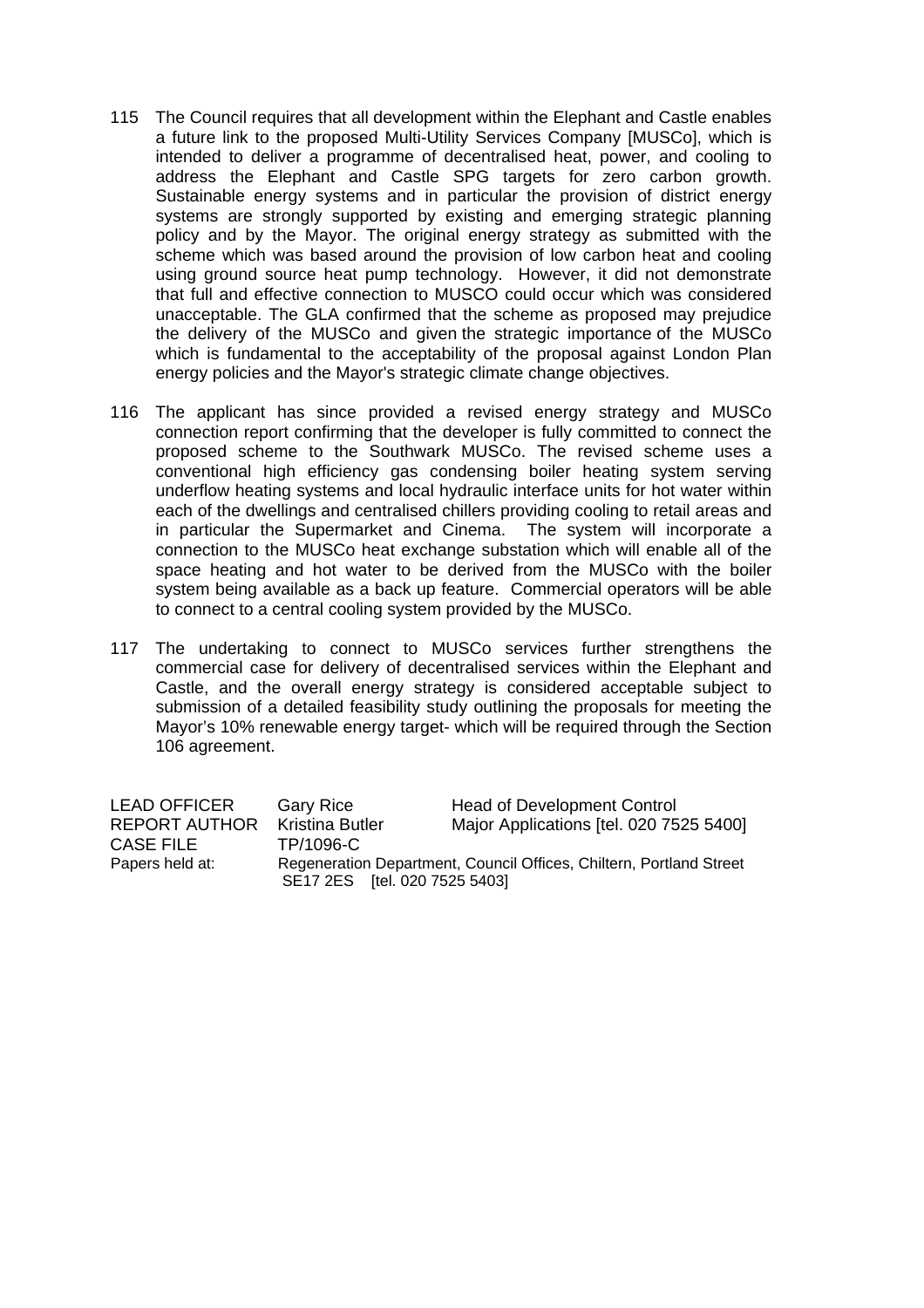115 The Council requires that all development within the Elephant and Castle enables a future link to the proposed Multi-Utility Services Company [MUSCo], which is intended to deliver a programme of decentralised heat, power, and cooling to address the Elephant and Castle SPG targets for zero carbon growth. Sustainable energy systems and in particular the provision of district energy systems are strongly supported by existing and emerging strategic planning policy and by the Mayor. The original energy strategy as submitted with the scheme which was based around the provision of low carbon heat and cooling using ground source heat pump technology. However, it did not demonstrate that full and effective connection to MUSCO could occur which was considered unacceptable. The GLA confirmed that the scheme as proposed may prejudice the delivery of the MUSCo and given the strategic importance of the MUSCo which is fundamental to the acceptability of the proposal against London Plan energy policies and the Mayor's strategic climate change objectives.

116 The applicant has since provided a revised energy strategy and MUSCo connection report confirming that the developer is fully committed to connect the proposed scheme to the Southwark MUSCo. The revised scheme uses a conventional high efficiency gas condensing boiler heating system serving underflow heating systems and local hydraulic interface units for hot water within each of the dwellings and centralised chillers providing cooling to retail areas and in particular the Supermarket and Cinema. The system will incorporate a connection to the MUSCo heat exchange substation which will enable all of the space heating and hot water to be derived from the MUSCo with the boiler system being available as a back up feature. Commercial operators will be able to connect to a central cooling system provided by the MUSCo.

117 The undertaking to connect to MUSCo services further strengthens the commercial case for delivery of decentralised services within the Elephant and Castle, and the overall energy strategy is considered acceptable subject to submission of a detailed feasibility study outlining the proposals for meeting the Mayor's 10% renewable energy target- which will be required through the Section 106 agreement.

| | | |
|---|---|---|
| LEAD OFFICER | Gary Rice | Head of Development Control |
| REPORT AUTHOR | Kristina Butler | Major Applications [tel. 020 7525 5400] |
| CASE FILE | TP/1096-C | |
| Papers held at: | Regeneration Department, Council Offices, Chiltern, Portland Street SE17 2ES [tel. 020 7525 5403] | |